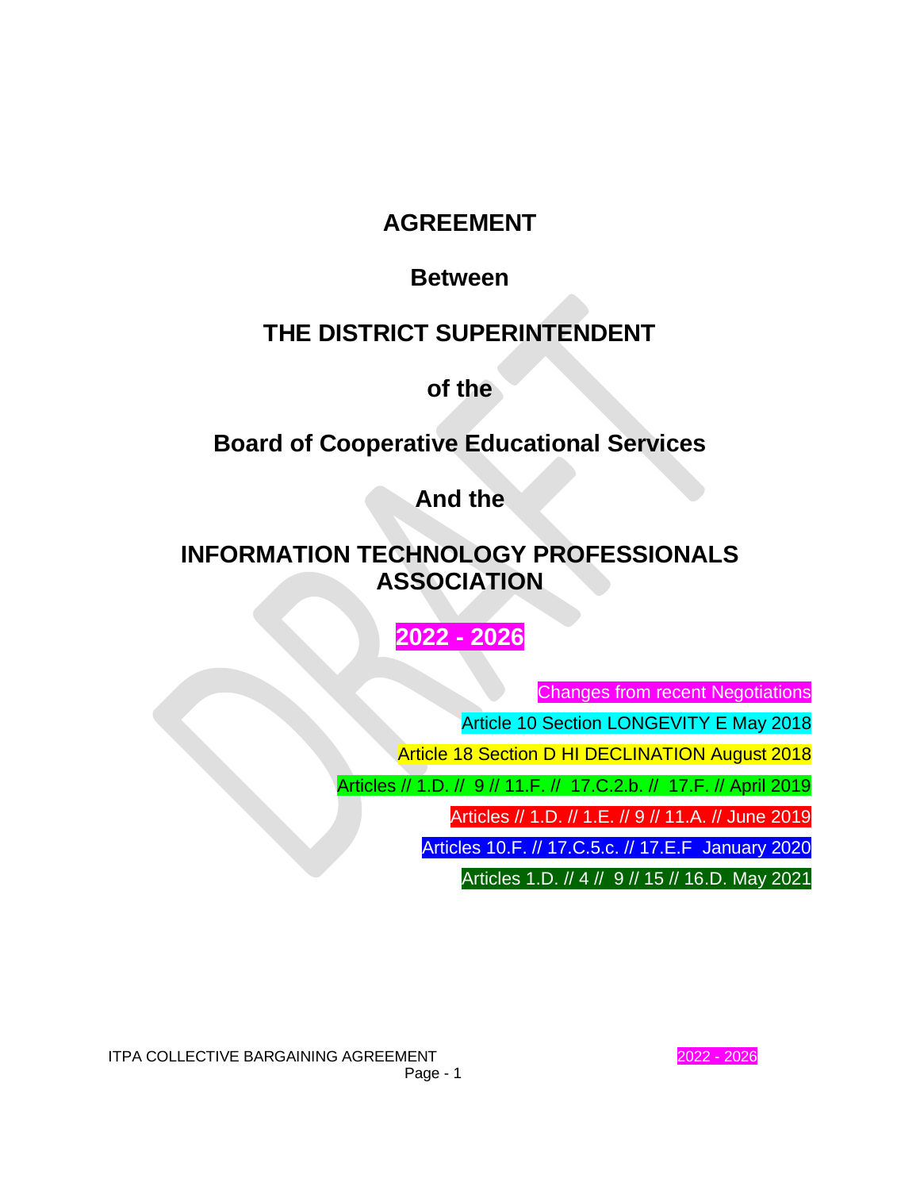# AGREEMENT

## Between

## THE DISTRICT SUPERINTENDENT

## of the

## Board of Cooperative Educational Services

## And the

## INFORMATION TECHNOLOGY PROFESSIONALS ASSOCIATION

## 2022 - 2026

Changes from recent Negotiations

Article 10 Section LONGEVITY E May 2018

Article 18 Section D HI DECLINATION August 2018

Articles // 1.D. // 9 // 11.F. // 17.C.2.b. // 17.F. // April 2019

Articles // 1.D. // 1.E. // 9 // 11.A. // June 2019

Articles 10.F. // 17.C.5.c. // 17.E.F January 2020

Articles 1.D. // 4 // 9 // 15 // 16.D. May 2021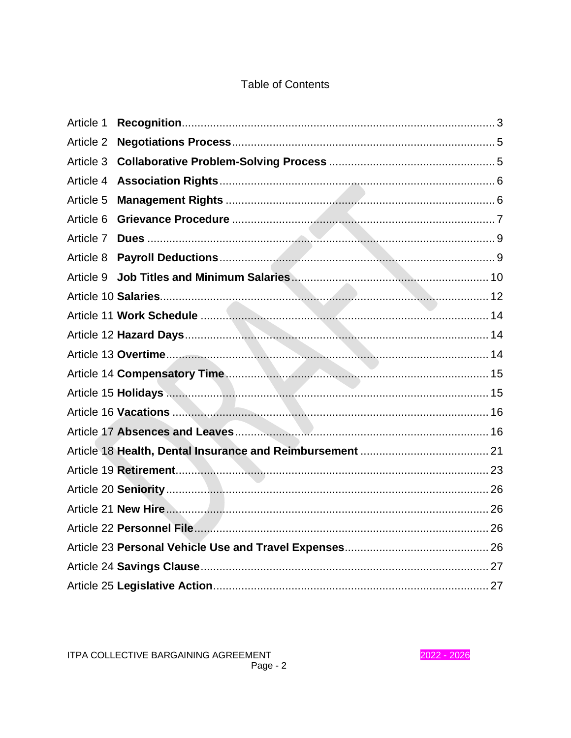# Table of Contents

| | | |
|---|---|---|
| Article 1 | **Recognition** | 3 |
| Article 2 | **Negotiations Process** | 5 |
| Article 3 | **Collaborative Problem-Solving Process** | 5 |
| Article 4 | **Association Rights** | 6 |
| Article 5 | **Management Rights** | 6 |
| Article 6 | **Grievance Procedure** | 7 |
| Article 7 | **Dues** | 9 |
| Article 8 | **Payroll Deductions** | 9 |
| Article 9 | **Job Titles and Minimum Salaries** | 10 |
| Article 10 | **Salaries** | 12 |
| Article 11 | **Work Schedule** | 14 |
| Article 12 | **Hazard Days** | 14 |
| Article 13 | **Overtime** | 14 |
| Article 14 | **Compensatory Time** | 15 |
| Article 15 | **Holidays** | 15 |
| Article 16 | **Vacations** | 16 |
| Article 17 | **Absences and Leaves** | 16 |
| Article 18 | **Health, Dental Insurance and Reimbursement** | 21 |
| Article 19 | **Retirement** | 23 |
| Article 20 | **Seniority** | 26 |
| Article 21 | **New Hire** | 26 |
| Article 22 | **Personnel File** | 26 |
| Article 23 | **Personal Vehicle Use and Travel Expenses** | 26 |
| Article 24 | **Savings Clause** | 27 |
| Article 25 | **Legislative Action** | 27 |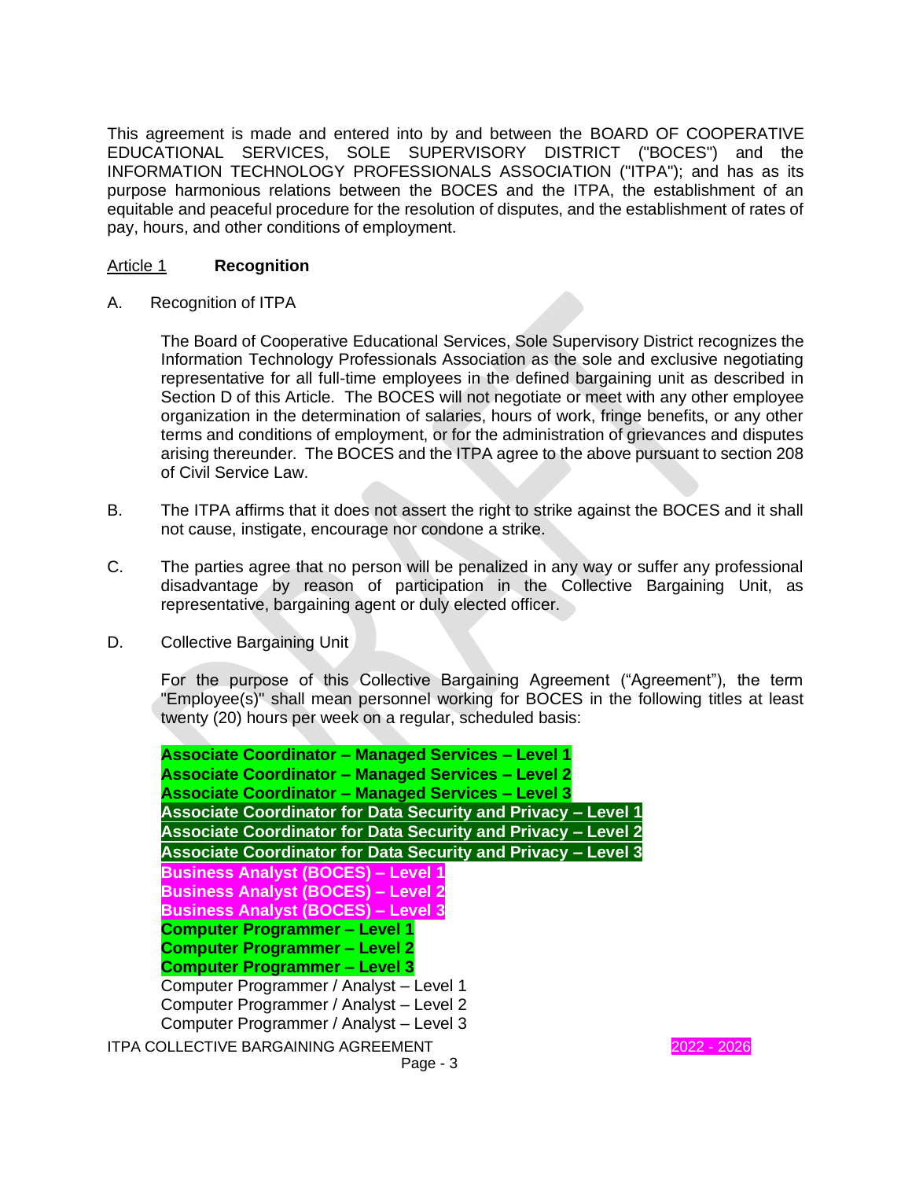This agreement is made and entered into by and between the BOARD OF COOPERATIVE EDUCATIONAL SERVICES, SOLE SUPERVISORY DISTRICT ("BOCES") and the INFORMATION TECHNOLOGY PROFESSIONALS ASSOCIATION ("ITPA"); and has as its purpose harmonious relations between the BOCES and the ITPA, the establishment of an equitable and peaceful procedure for the resolution of disputes, and the establishment of rates of pay, hours, and other conditions of employment.

## Article 1 **Recognition**

A. Recognition of ITPA

The Board of Cooperative Educational Services, Sole Supervisory District recognizes the Information Technology Professionals Association as the sole and exclusive negotiating representative for all full-time employees in the defined bargaining unit as described in Section D of this Article. The BOCES will not negotiate or meet with any other employee organization in the determination of salaries, hours of work, fringe benefits, or any other terms and conditions of employment, or for the administration of grievances and disputes arising thereunder. The BOCES and the ITPA agree to the above pursuant to section 208 of Civil Service Law.

B. The ITPA affirms that it does not assert the right to strike against the BOCES and it shall not cause, instigate, encourage nor condone a strike.

C. The parties agree that no person will be penalized in any way or suffer any professional disadvantage by reason of participation in the Collective Bargaining Unit, as representative, bargaining agent or duly elected officer.

D. Collective Bargaining Unit

For the purpose of this Collective Bargaining Agreement ("Agreement"), the term "Employee(s)" shall mean personnel working for BOCES in the following titles at least twenty (20) hours per week on a regular, scheduled basis:

**Associate Coordinator – Managed Services – Level 1**
**Associate Coordinator – Managed Services – Level 2**
**Associate Coordinator – Managed Services – Level 3**
**Associate Coordinator for Data Security and Privacy – Level 1**
**Associate Coordinator for Data Security and Privacy – Level 2**
**Associate Coordinator for Data Security and Privacy – Level 3**
**Business Analyst (BOCES) – Level 1**
**Business Analyst (BOCES) – Level 2**
**Business Analyst (BOCES) – Level 3**
**Computer Programmer – Level 1**
**Computer Programmer – Level 2**
**Computer Programmer – Level 3**
Computer Programmer / Analyst – Level 1
Computer Programmer / Analyst – Level 2
Computer Programmer / Analyst – Level 3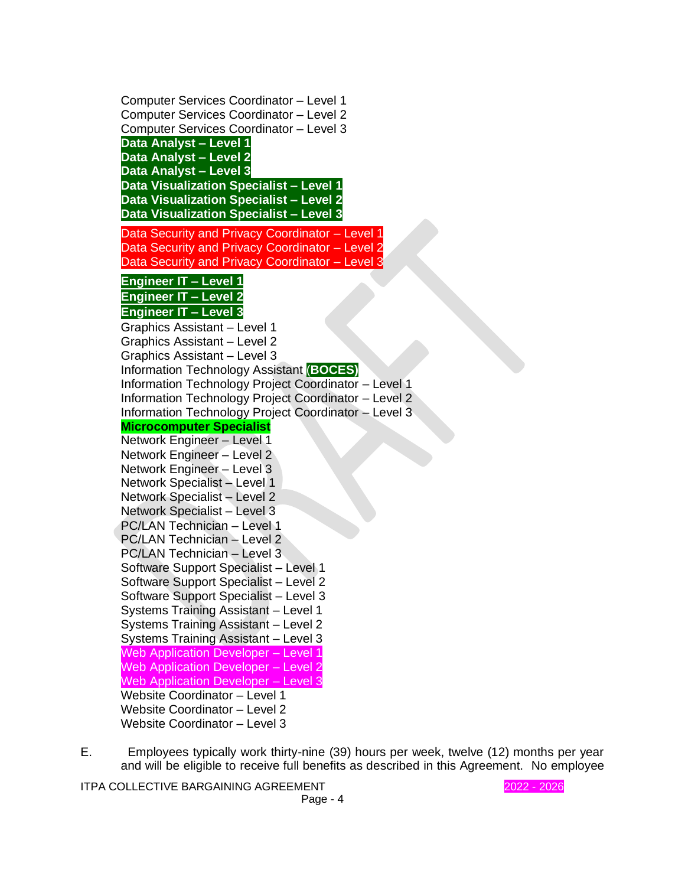Computer Services Coordinator – Level 1
Computer Services Coordinator – Level 2
Computer Services Coordinator – Level 3
**Data Analyst – Level 1**
**Data Analyst – Level 2**
**Data Analyst – Level 3**
**Data Visualization Specialist – Level 1**
**Data Visualization Specialist – Level 2**
**Data Visualization Specialist – Level 3**

Data Security and Privacy Coordinator – Level 1
Data Security and Privacy Coordinator – Level 2
Data Security and Privacy Coordinator – Level 3

**Engineer IT – Level 1**
**Engineer IT – Level 2**
**Engineer IT – Level 3**
Graphics Assistant – Level 1
Graphics Assistant – Level 2
Graphics Assistant – Level 3
Information Technology Assistant **(BOCES)**
Information Technology Project Coordinator – Level 1
Information Technology Project Coordinator – Level 2
Information Technology Project Coordinator – Level 3
**Microcomputer Specialist**
Network Engineer – Level 1
Network Engineer – Level 2
Network Engineer – Level 3
Network Specialist – Level 1
Network Specialist – Level 2
Network Specialist – Level 3
PC/LAN Technician – Level 1
PC/LAN Technician – Level 2
PC/LAN Technician – Level 3
Software Support Specialist – Level 1
Software Support Specialist – Level 2
Software Support Specialist – Level 3
Systems Training Assistant – Level 1
Systems Training Assistant – Level 2
Systems Training Assistant – Level 3
Web Application Developer – Level 1
Web Application Developer – Level 2
Web Application Developer – Level 3
Website Coordinator – Level 1
Website Coordinator – Level 2
Website Coordinator – Level 3

E. Employees typically work thirty-nine (39) hours per week, twelve (12) months per year and will be eligible to receive full benefits as described in this Agreement. No employee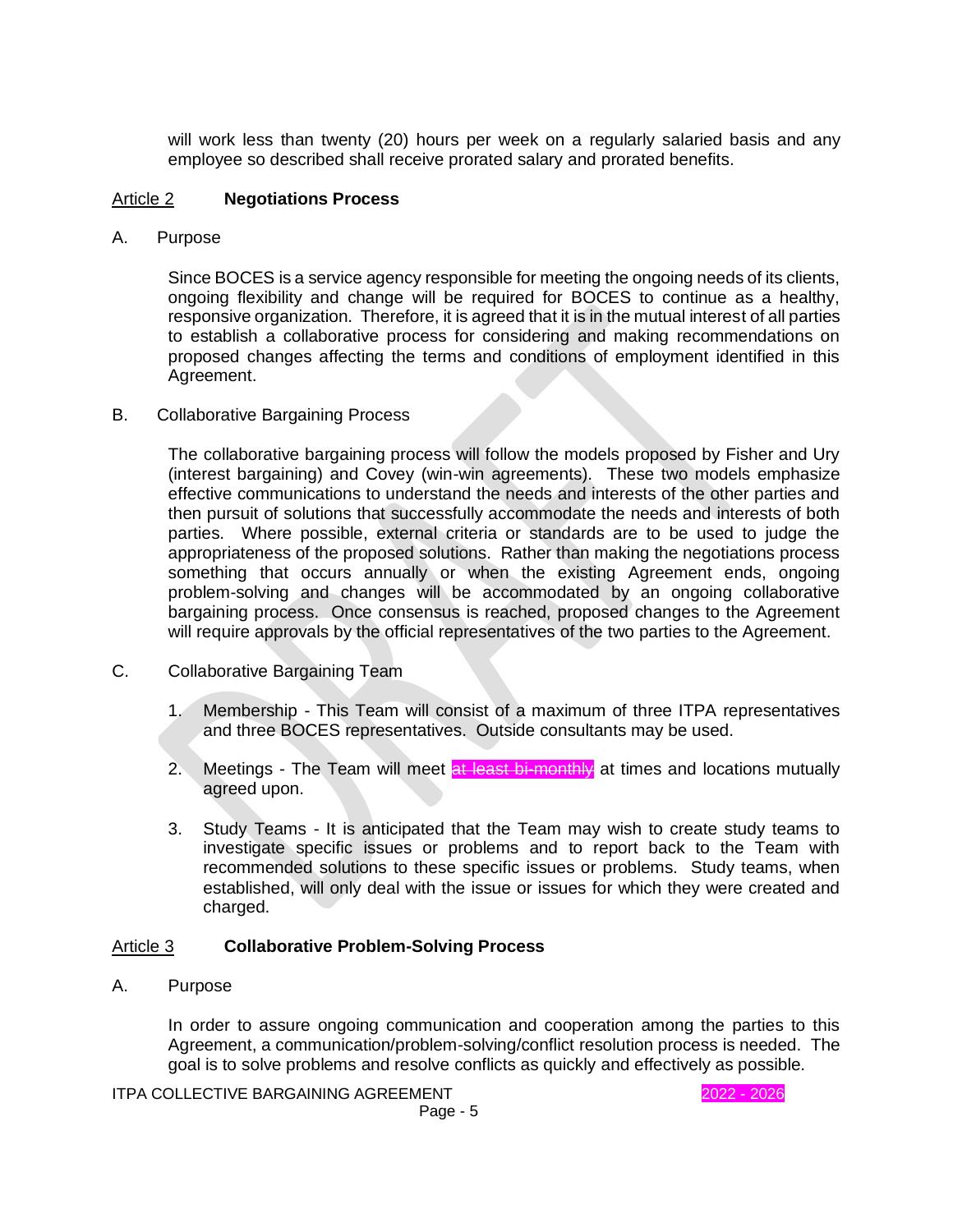will work less than twenty (20) hours per week on a regularly salaried basis and any employee so described shall receive prorated salary and prorated benefits.

## Article 2 **Negotiations Process**

A. Purpose

Since BOCES is a service agency responsible for meeting the ongoing needs of its clients, ongoing flexibility and change will be required for BOCES to continue as a healthy, responsive organization. Therefore, it is agreed that it is in the mutual interest of all parties to establish a collaborative process for considering and making recommendations on proposed changes affecting the terms and conditions of employment identified in this Agreement.

B. Collaborative Bargaining Process

The collaborative bargaining process will follow the models proposed by Fisher and Ury (interest bargaining) and Covey (win-win agreements). These two models emphasize effective communications to understand the needs and interests of the other parties and then pursuit of solutions that successfully accommodate the needs and interests of both parties. Where possible, external criteria or standards are to be used to judge the appropriateness of the proposed solutions. Rather than making the negotiations process something that occurs annually or when the existing Agreement ends, ongoing problem-solving and changes will be accommodated by an ongoing collaborative bargaining process. Once consensus is reached, proposed changes to the Agreement will require approvals by the official representatives of the two parties to the Agreement.

C. Collaborative Bargaining Team

1. Membership - This Team will consist of a maximum of three ITPA representatives and three BOCES representatives. Outside consultants may be used.

2. Meetings - The Team will meet ~~at least bi-monthly~~ at times and locations mutually agreed upon.

3. Study Teams - It is anticipated that the Team may wish to create study teams to investigate specific issues or problems and to report back to the Team with recommended solutions to these specific issues or problems. Study teams, when established, will only deal with the issue or issues for which they were created and charged.

## Article 3 **Collaborative Problem-Solving Process**

A. Purpose

In order to assure ongoing communication and cooperation among the parties to this Agreement, a communication/problem-solving/conflict resolution process is needed. The goal is to solve problems and resolve conflicts as quickly and effectively as possible.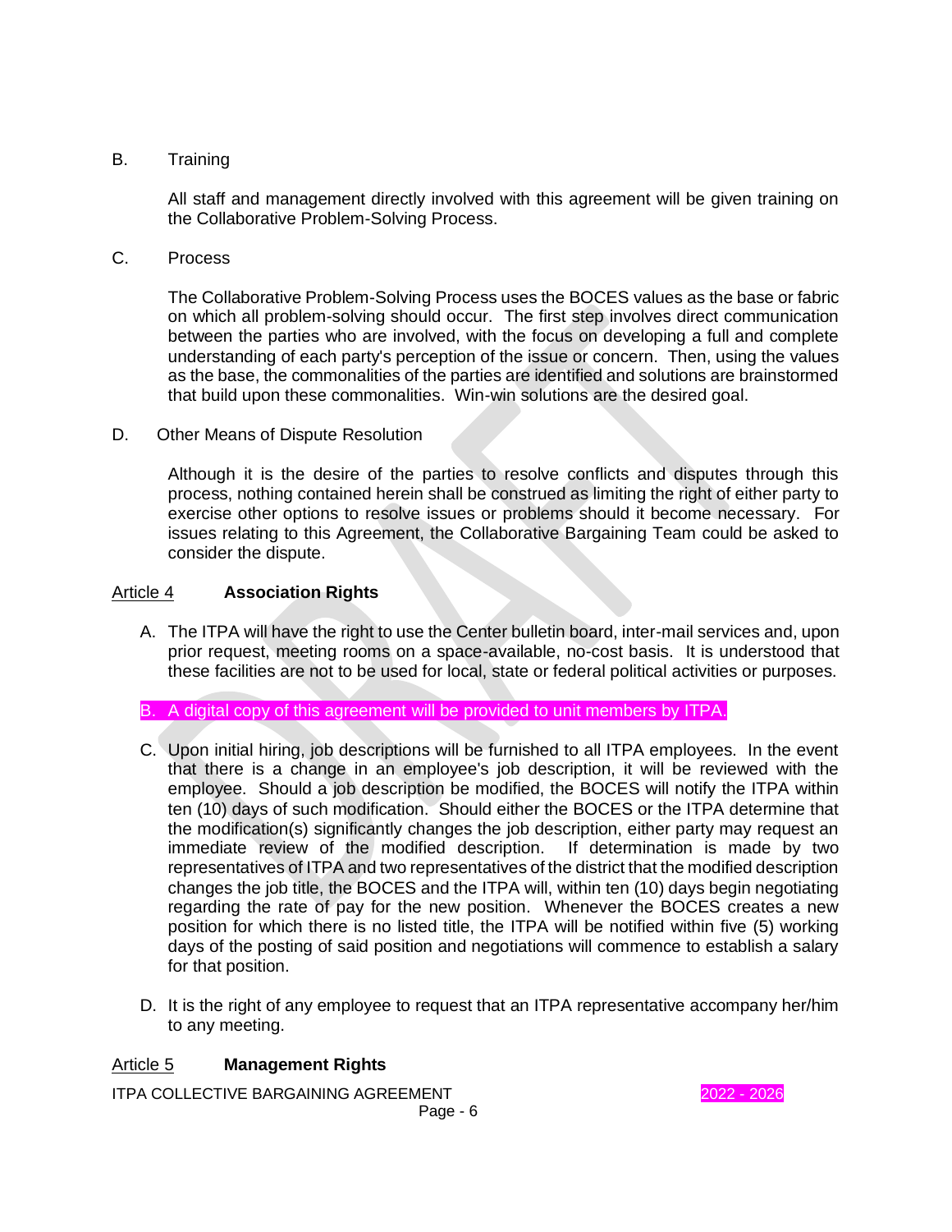B. Training

All staff and management directly involved with this agreement will be given training on the Collaborative Problem-Solving Process.

C. Process

The Collaborative Problem-Solving Process uses the BOCES values as the base or fabric on which all problem-solving should occur. The first step involves direct communication between the parties who are involved, with the focus on developing a full and complete understanding of each party's perception of the issue or concern. Then, using the values as the base, the commonalities of the parties are identified and solutions are brainstormed that build upon these commonalities. Win-win solutions are the desired goal.

D. Other Means of Dispute Resolution

Although it is the desire of the parties to resolve conflicts and disputes through this process, nothing contained herein shall be construed as limiting the right of either party to exercise other options to resolve issues or problems should it become necessary. For issues relating to this Agreement, the Collaborative Bargaining Team could be asked to consider the dispute.

## Article 4 **Association Rights**

A. The ITPA will have the right to use the Center bulletin board, inter-mail services and, upon prior request, meeting rooms on a space-available, no-cost basis. It is understood that these facilities are not to be used for local, state or federal political activities or purposes.

B. A digital copy of this agreement will be provided to unit members by ITPA.

C. Upon initial hiring, job descriptions will be furnished to all ITPA employees. In the event that there is a change in an employee's job description, it will be reviewed with the employee. Should a job description be modified, the BOCES will notify the ITPA within ten (10) days of such modification. Should either the BOCES or the ITPA determine that the modification(s) significantly changes the job description, either party may request an immediate review of the modified description. If determination is made by two representatives of ITPA and two representatives of the district that the modified description changes the job title, the BOCES and the ITPA will, within ten (10) days begin negotiating regarding the rate of pay for the new position. Whenever the BOCES creates a new position for which there is no listed title, the ITPA will be notified within five (5) working days of the posting of said position and negotiations will commence to establish a salary for that position.

D. It is the right of any employee to request that an ITPA representative accompany her/him to any meeting.

## Article 5 **Management Rights**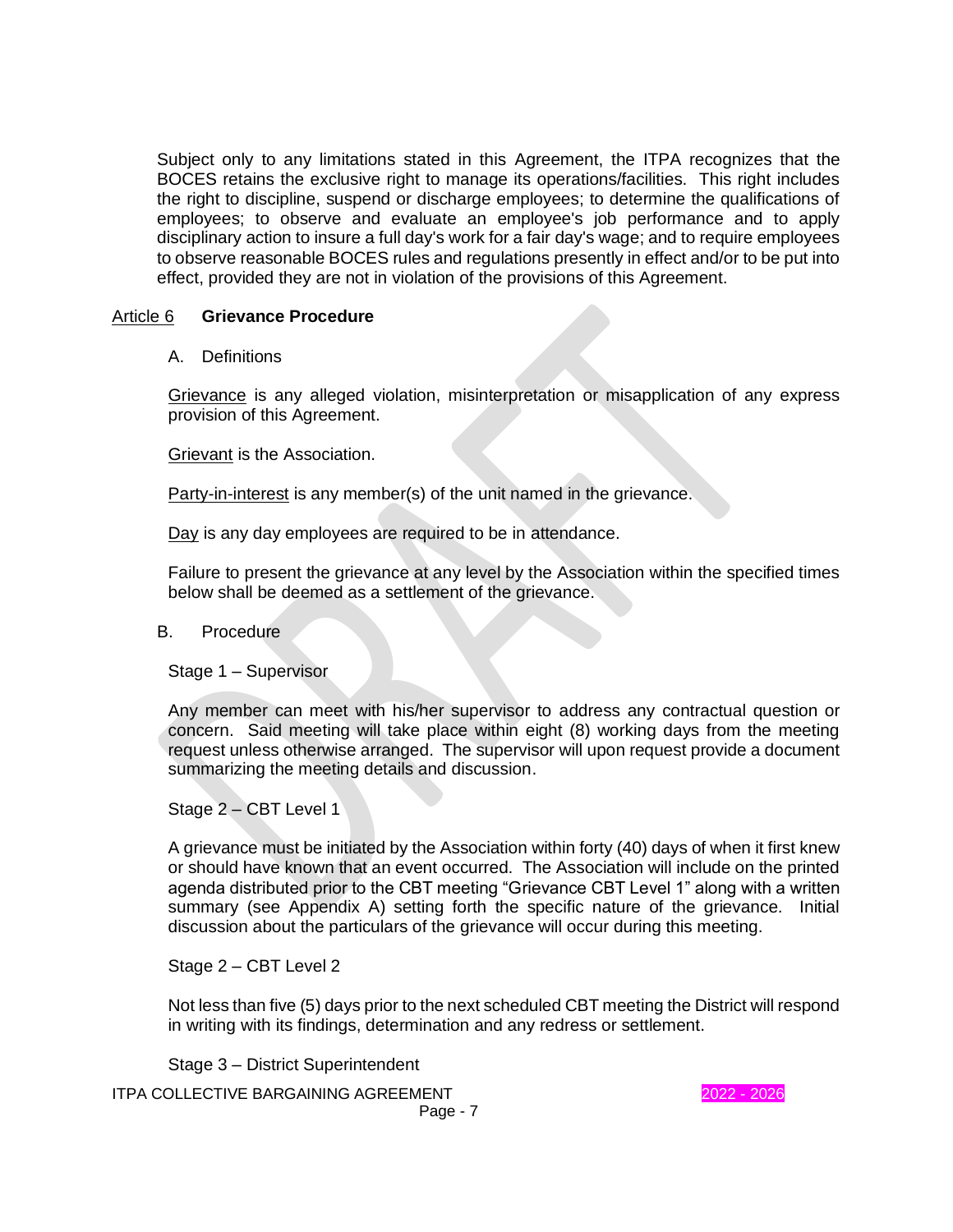Subject only to any limitations stated in this Agreement, the ITPA recognizes that the BOCES retains the exclusive right to manage its operations/facilities. This right includes the right to discipline, suspend or discharge employees; to determine the qualifications of employees; to observe and evaluate an employee's job performance and to apply disciplinary action to insure a full day's work for a fair day's wage; and to require employees to observe reasonable BOCES rules and regulations presently in effect and/or to be put into effect, provided they are not in violation of the provisions of this Agreement.

## Article 6 **Grievance Procedure**

A. Definitions

Grievance is any alleged violation, misinterpretation or misapplication of any express provision of this Agreement.

Grievant is the Association.

Party-in-interest is any member(s) of the unit named in the grievance.

Day is any day employees are required to be in attendance.

Failure to present the grievance at any level by the Association within the specified times below shall be deemed as a settlement of the grievance.

B. Procedure

Stage 1 – Supervisor

Any member can meet with his/her supervisor to address any contractual question or concern. Said meeting will take place within eight (8) working days from the meeting request unless otherwise arranged. The supervisor will upon request provide a document summarizing the meeting details and discussion.

Stage 2 – CBT Level 1

A grievance must be initiated by the Association within forty (40) days of when it first knew or should have known that an event occurred. The Association will include on the printed agenda distributed prior to the CBT meeting "Grievance CBT Level 1" along with a written summary (see Appendix A) setting forth the specific nature of the grievance. Initial discussion about the particulars of the grievance will occur during this meeting.

Stage 2 – CBT Level 2

Not less than five (5) days prior to the next scheduled CBT meeting the District will respond in writing with its findings, determination and any redress or settlement.

Stage 3 – District Superintendent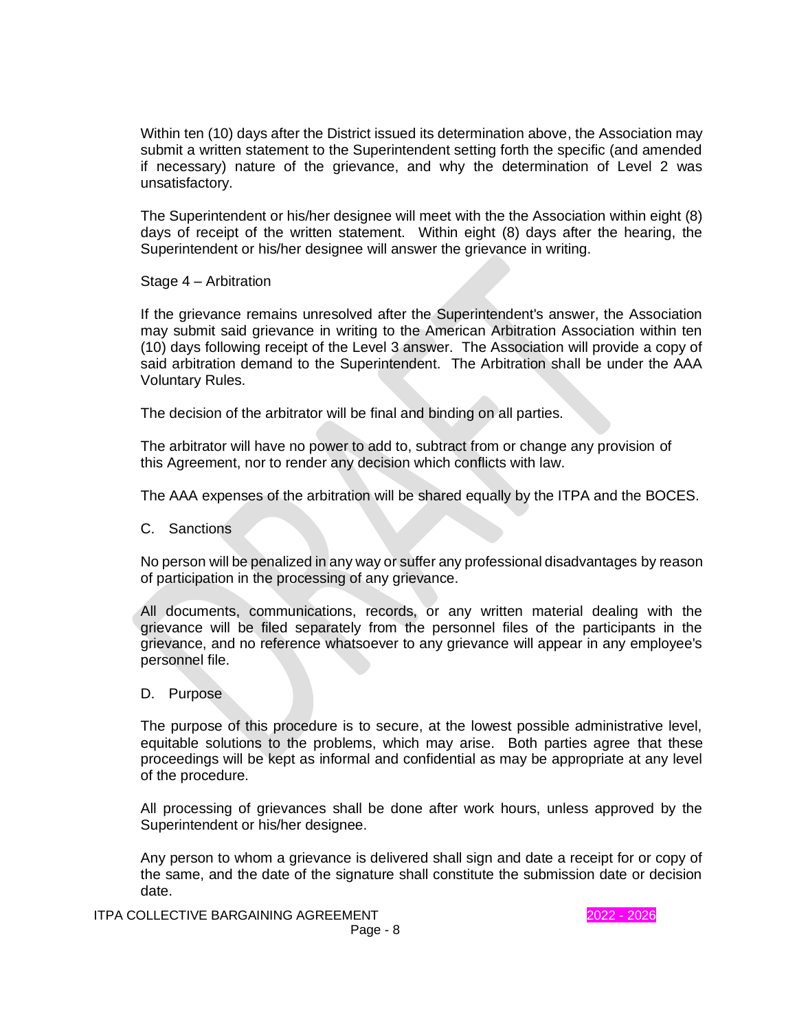Within ten (10) days after the District issued its determination above, the Association may submit a written statement to the Superintendent setting forth the specific (and amended if necessary) nature of the grievance, and why the determination of Level 2 was unsatisfactory.

The Superintendent or his/her designee will meet with the the Association within eight (8) days of receipt of the written statement. Within eight (8) days after the hearing, the Superintendent or his/her designee will answer the grievance in writing.

Stage 4 – Arbitration

If the grievance remains unresolved after the Superintendent's answer, the Association may submit said grievance in writing to the American Arbitration Association within ten (10) days following receipt of the Level 3 answer. The Association will provide a copy of said arbitration demand to the Superintendent. The Arbitration shall be under the AAA Voluntary Rules.

The decision of the arbitrator will be final and binding on all parties.

The arbitrator will have no power to add to, subtract from or change any provision of this Agreement, nor to render any decision which conflicts with law.

The AAA expenses of the arbitration will be shared equally by the ITPA and the BOCES.

C. Sanctions

No person will be penalized in any way or suffer any professional disadvantages by reason of participation in the processing of any grievance.

All documents, communications, records, or any written material dealing with the grievance will be filed separately from the personnel files of the participants in the grievance, and no reference whatsoever to any grievance will appear in any employee's personnel file.

D. Purpose

The purpose of this procedure is to secure, at the lowest possible administrative level, equitable solutions to the problems, which may arise. Both parties agree that these proceedings will be kept as informal and confidential as may be appropriate at any level of the procedure.

All processing of grievances shall be done after work hours, unless approved by the Superintendent or his/her designee.

Any person to whom a grievance is delivered shall sign and date a receipt for or copy of the same, and the date of the signature shall constitute the submission date or decision date.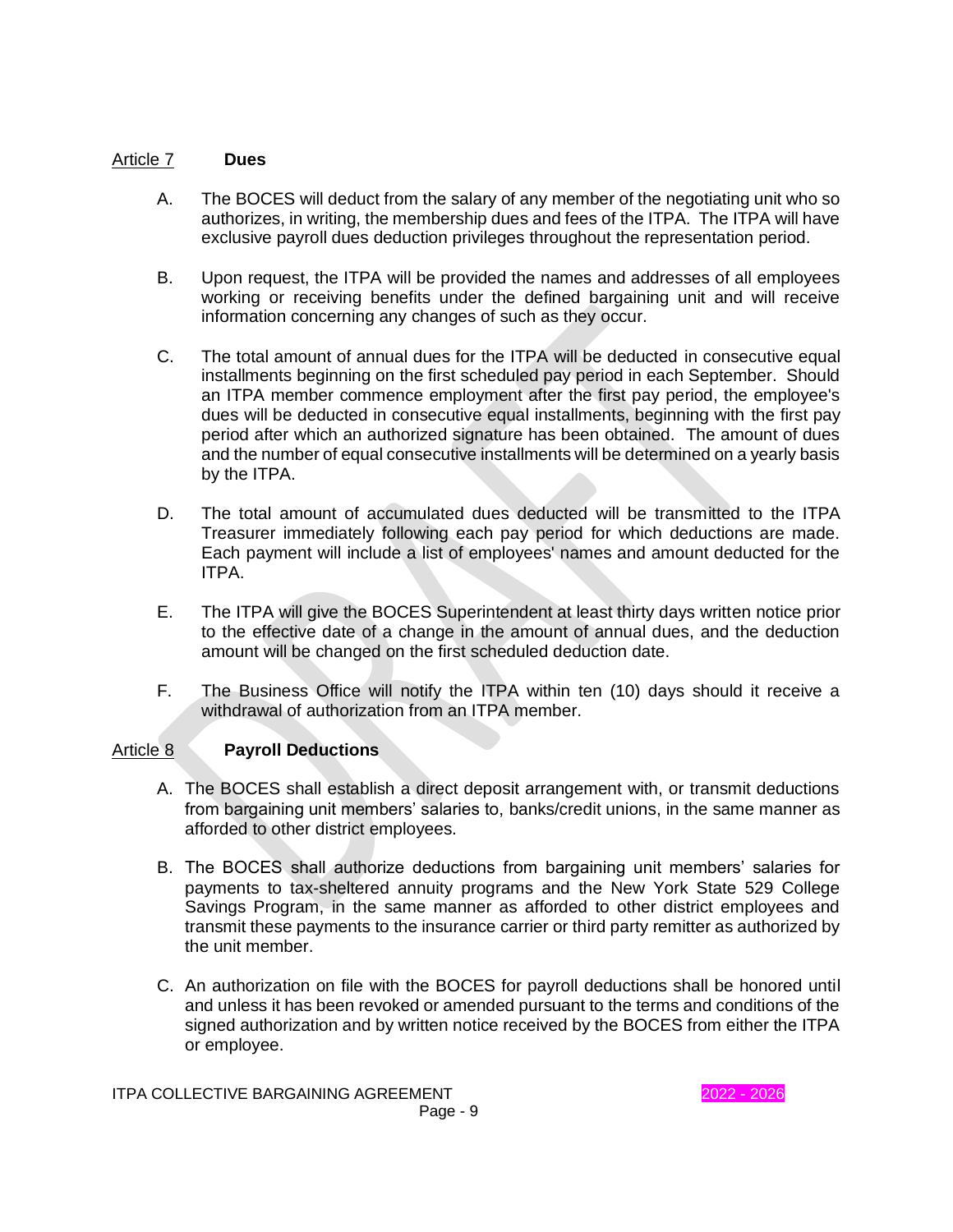## Article 7 **Dues**

A. The BOCES will deduct from the salary of any member of the negotiating unit who so authorizes, in writing, the membership dues and fees of the ITPA. The ITPA will have exclusive payroll dues deduction privileges throughout the representation period.

B. Upon request, the ITPA will be provided the names and addresses of all employees working or receiving benefits under the defined bargaining unit and will receive information concerning any changes of such as they occur.

C. The total amount of annual dues for the ITPA will be deducted in consecutive equal installments beginning on the first scheduled pay period in each September. Should an ITPA member commence employment after the first pay period, the employee's dues will be deducted in consecutive equal installments, beginning with the first pay period after which an authorized signature has been obtained. The amount of dues and the number of equal consecutive installments will be determined on a yearly basis by the ITPA.

D. The total amount of accumulated dues deducted will be transmitted to the ITPA Treasurer immediately following each pay period for which deductions are made. Each payment will include a list of employees' names and amount deducted for the ITPA.

E. The ITPA will give the BOCES Superintendent at least thirty days written notice prior to the effective date of a change in the amount of annual dues, and the deduction amount will be changed on the first scheduled deduction date.

F. The Business Office will notify the ITPA within ten (10) days should it receive a withdrawal of authorization from an ITPA member.

## Article 8 **Payroll Deductions**

A. The BOCES shall establish a direct deposit arrangement with, or transmit deductions from bargaining unit members' salaries to, banks/credit unions, in the same manner as afforded to other district employees.

B. The BOCES shall authorize deductions from bargaining unit members' salaries for payments to tax-sheltered annuity programs and the New York State 529 College Savings Program, in the same manner as afforded to other district employees and transmit these payments to the insurance carrier or third party remitter as authorized by the unit member.

C. An authorization on file with the BOCES for payroll deductions shall be honored until and unless it has been revoked or amended pursuant to the terms and conditions of the signed authorization and by written notice received by the BOCES from either the ITPA or employee.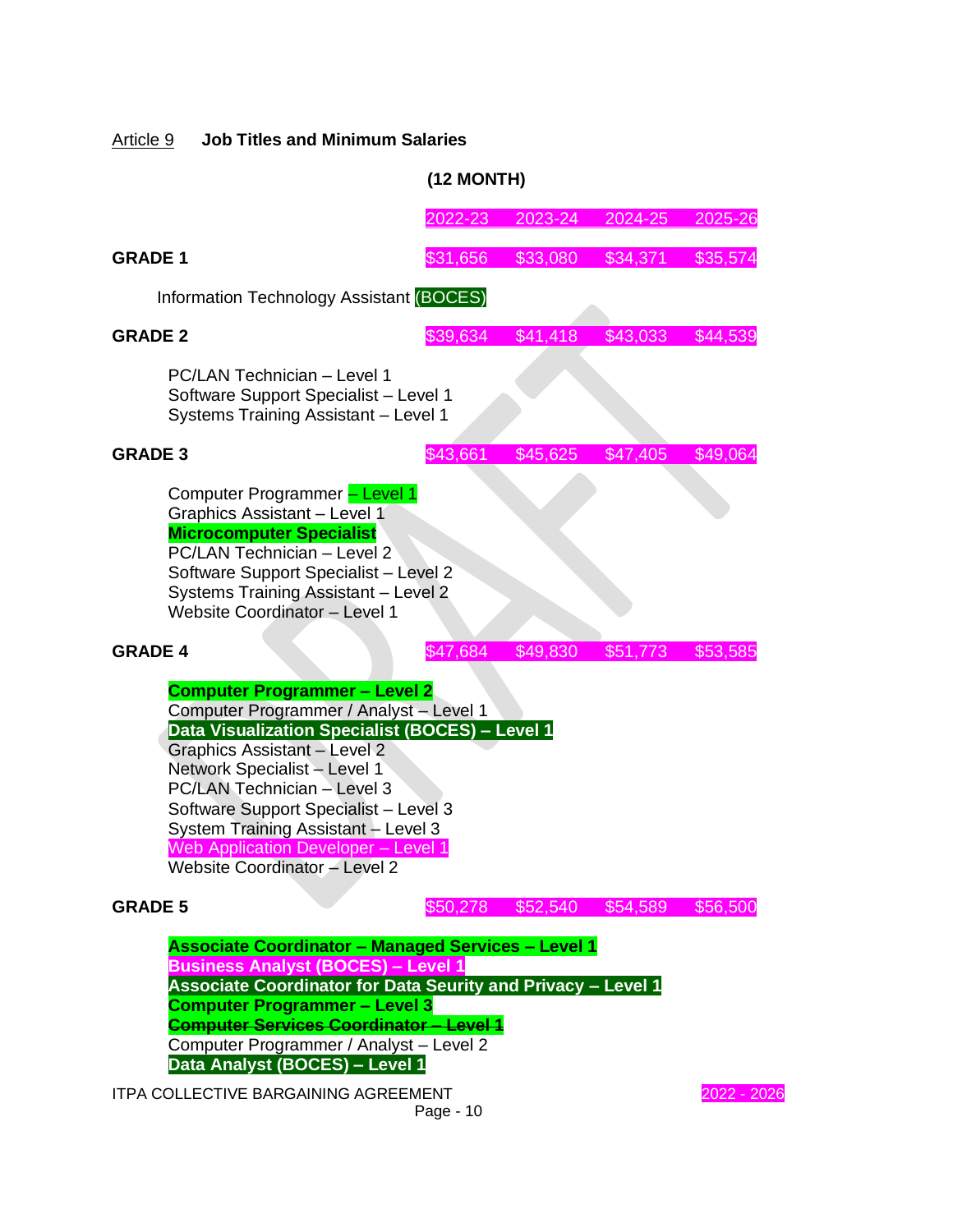## Article 9 Job Titles and Minimum Salaries

**(12 MONTH)**

| | 2022-23 | 2023-24 | 2024-25 | 2025-26 |
|---|---|---|---|---|
| **GRADE 1** | $31,656 | $33,080 | $34,371 | $35,574 |

Information Technology Assistant (BOCES)

| | | | | |
|---|---|---|---|---|
| **GRADE 2** | $39,634 | $41,418 | $43,033 | $44,539 |

PC/LAN Technician – Level 1
Software Support Specialist – Level 1
Systems Training Assistant – Level 1

| | | | | |
|---|---|---|---|---|
| **GRADE 3** | $43,661 | $45,625 | $47,405 | $49,064 |

Computer Programmer – Level 1
Graphics Assistant – Level 1
**Microcomputer Specialist**
PC/LAN Technician – Level 2
Software Support Specialist – Level 2
Systems Training Assistant – Level 2
Website Coordinator – Level 1

| | | | | |
|---|---|---|---|---|
| **GRADE 4** | $47,684 | $49,830 | $51,773 | $53,585 |

**Computer Programmer – Level 2**
Computer Programmer / Analyst – Level 1
**Data Visualization Specialist (BOCES) – Level 1**
Graphics Assistant – Level 2
Network Specialist – Level 1
PC/LAN Technician – Level 3
Software Support Specialist – Level 3
System Training Assistant – Level 3
Web Application Developer – Level 1
Website Coordinator – Level 2

| | | | | |
|---|---|---|---|---|
| **GRADE 5** | $50,278 | $52,540 | $54,589 | $56,500 |

**Associate Coordinator – Managed Services – Level 1**
**Business Analyst (BOCES) – Level 1**
**Associate Coordinator for Data Seurity and Privacy – Level 1**
**Computer Programmer – Level 3**
**~~Computer Services Coordinator – Level 1~~**
Computer Programmer / Analyst – Level 2
**Data Analyst (BOCES) – Level 1**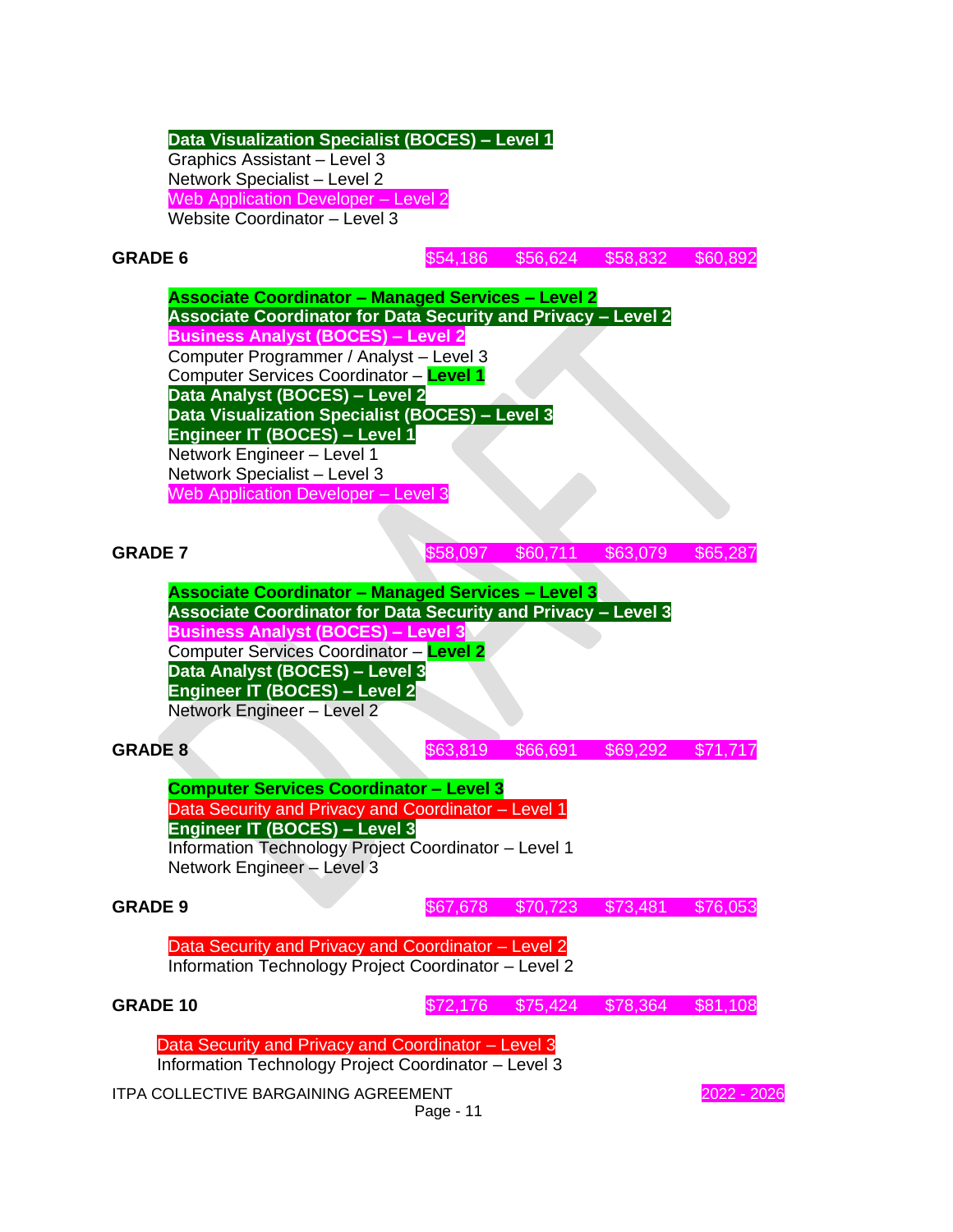**Data Visualization Specialist (BOCES) – Level 1**
Graphics Assistant – Level 3
Network Specialist – Level 2
Web Application Developer – Level 2
Website Coordinator – Level 3

| **GRADE 6** | $54,186 | $56,624 | $58,832 | $60,892 |
|---|---|---|---|---|

**Associate Coordinator – Managed Services – Level 2**
**Associate Coordinator for Data Security and Privacy – Level 2**
**Business Analyst (BOCES) – Level 2**
Computer Programmer / Analyst – Level 3
Computer Services Coordinator – **Level 1**
**Data Analyst (BOCES) – Level 2**
**Data Visualization Specialist (BOCES) – Level 3**
**Engineer IT (BOCES) – Level 1**
Network Engineer – Level 1
Network Specialist – Level 3
Web Application Developer – Level 3

| **GRADE 7** | $58,097 | $60,711 | $63,079 | $65,287 |
|---|---|---|---|---|

**Associate Coordinator – Managed Services – Level 3**
**Associate Coordinator for Data Security and Privacy – Level 3**
**Business Analyst (BOCES) – Level 3**
Computer Services Coordinator – **Level 2**
**Data Analyst (BOCES) – Level 3**
**Engineer IT (BOCES) – Level 2**
Network Engineer – Level 2

| **GRADE 8** | $63,819 | $66,691 | $69,292 | $71,717 |
|---|---|---|---|---|

**Computer Services Coordinator – Level 3**
Data Security and Privacy and Coordinator – Level 1
**Engineer IT (BOCES) – Level 3**
Information Technology Project Coordinator – Level 1
Network Engineer – Level 3

| **GRADE 9** | $67,678 | $70,723 | $73,481 | $76,053 |
|---|---|---|---|---|

Data Security and Privacy and Coordinator – Level 2
Information Technology Project Coordinator – Level 2

| **GRADE 10** | $72,176 | $75,424 | $78,364 | $81,108 |
|---|---|---|---|---|

Data Security and Privacy and Coordinator – Level 3
Information Technology Project Coordinator – Level 3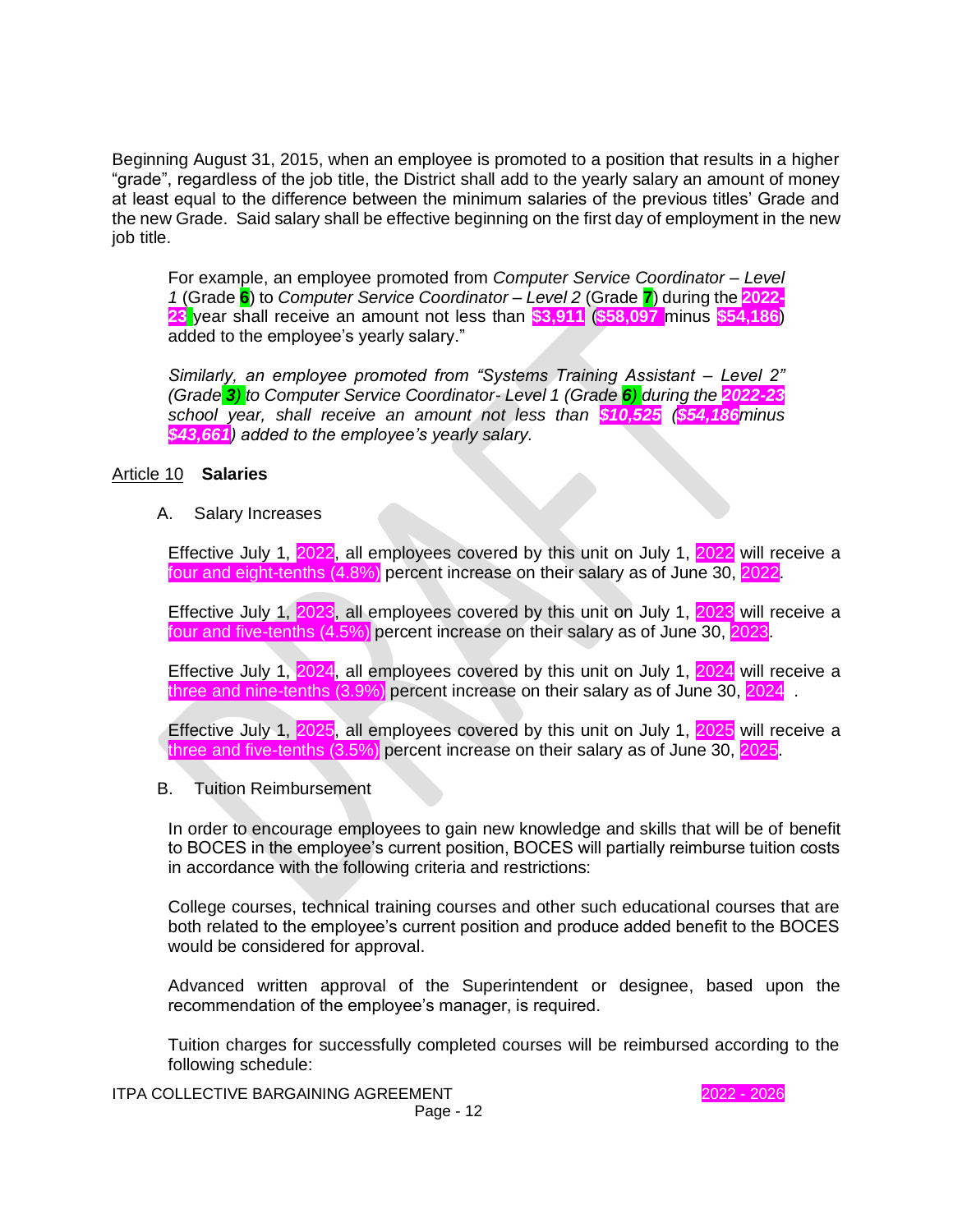Beginning August 31, 2015, when an employee is promoted to a position that results in a higher "grade", regardless of the job title, the District shall add to the yearly salary an amount of money at least equal to the difference between the minimum salaries of the previous titles' Grade and the new Grade. Said salary shall be effective beginning on the first day of employment in the new job title.

> For example, an employee promoted from *Computer Service Coordinator – Level 1* (Grade 6) to *Computer Service Coordinator – Level 2* (Grade 7) during the 2022-23 year shall receive an amount not less than $3,911 ($58,097 minus $54,186) added to the employee's yearly salary."
>
> *Similarly, an employee promoted from "Systems Training Assistant – Level 2" (Grade 3) to Computer Service Coordinator- Level 1 (Grade 6) during the 2022-23 school year, shall receive an amount not less than $10,525 ($54,186 minus $43,661) added to the employee's yearly salary.*

Article 10 **Salaries**

A. Salary Increases

Effective July 1, 2022, all employees covered by this unit on July 1, 2022 will receive a four and eight-tenths (4.8%) percent increase on their salary as of June 30, 2022.

Effective July 1, 2023, all employees covered by this unit on July 1, 2023 will receive a four and five-tenths (4.5%) percent increase on their salary as of June 30, 2023.

Effective July 1, 2024, all employees covered by this unit on July 1, 2024 will receive a three and nine-tenths (3.9%) percent increase on their salary as of June 30, 2024 .

Effective July 1, 2025, all employees covered by this unit on July 1, 2025 will receive a three and five-tenths (3.5%) percent increase on their salary as of June 30, 2025.

B. Tuition Reimbursement

In order to encourage employees to gain new knowledge and skills that will be of benefit to BOCES in the employee's current position, BOCES will partially reimburse tuition costs in accordance with the following criteria and restrictions:

College courses, technical training courses and other such educational courses that are both related to the employee's current position and produce added benefit to the BOCES would be considered for approval.

Advanced written approval of the Superintendent or designee, based upon the recommendation of the employee's manager, is required.

Tuition charges for successfully completed courses will be reimbursed according to the following schedule: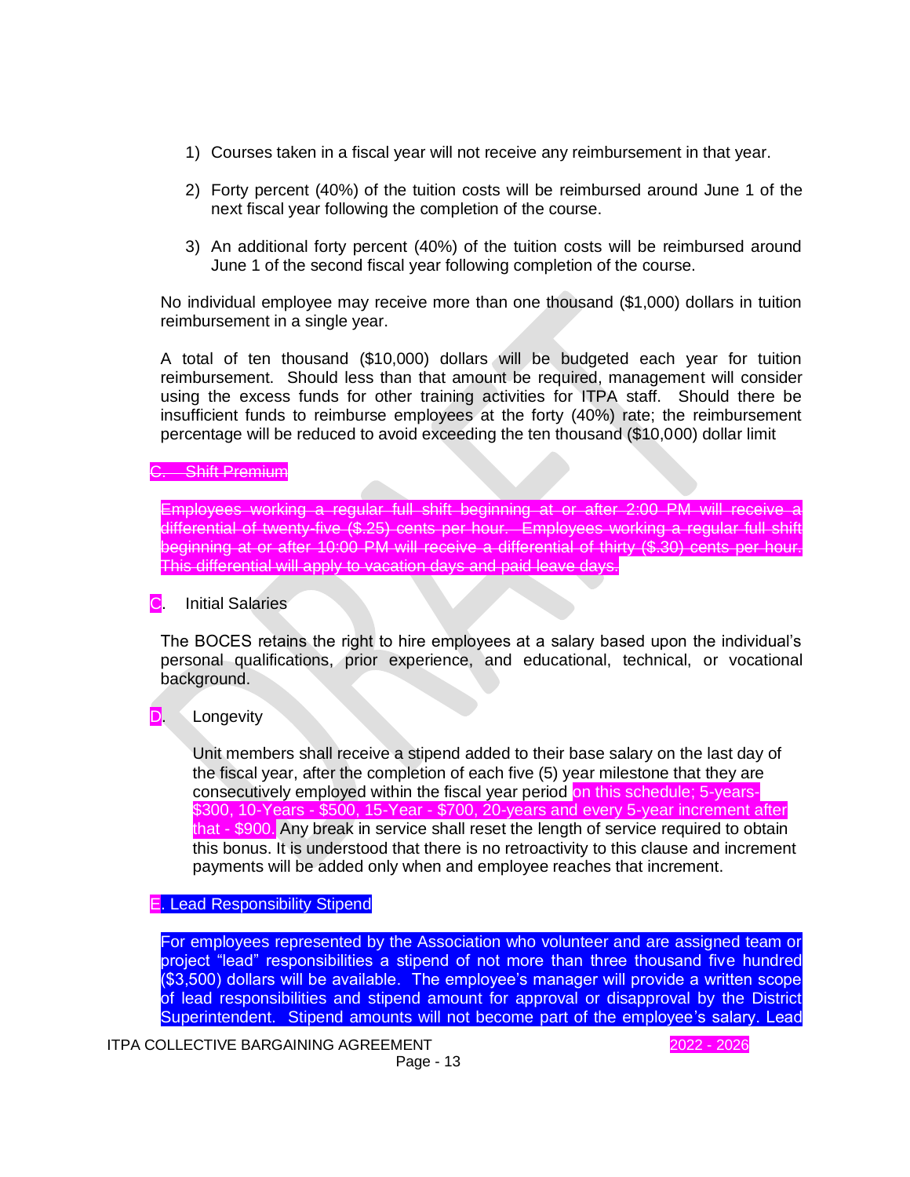1) Courses taken in a fiscal year will not receive any reimbursement in that year.

2) Forty percent (40%) of the tuition costs will be reimbursed around June 1 of the next fiscal year following the completion of the course.

3) An additional forty percent (40%) of the tuition costs will be reimbursed around June 1 of the second fiscal year following completion of the course.

No individual employee may receive more than one thousand ($1,000) dollars in tuition reimbursement in a single year.

A total of ten thousand ($10,000) dollars will be budgeted each year for tuition reimbursement. Should less than that amount be required, management will consider using the excess funds for other training activities for ITPA staff. Should there be insufficient funds to reimburse employees at the forty (40%) rate; the reimbursement percentage will be reduced to avoid exceeding the ten thousand ($10,000) dollar limit

~~C. Shift Premium~~

~~Employees working a regular full shift beginning at or after 2:00 PM will receive a differential of twenty-five ($.25) cents per hour. Employees working a regular full shift beginning at or after 10:00 PM will receive a differential of thirty ($.30) cents per hour. This differential will apply to vacation days and paid leave days.~~

C. Initial Salaries

The BOCES retains the right to hire employees at a salary based upon the individual's personal qualifications, prior experience, and educational, technical, or vocational background.

D. Longevity

Unit members shall receive a stipend added to their base salary on the last day of the fiscal year, after the completion of each five (5) year milestone that they are consecutively employed within the fiscal year period on this schedule; 5-years- $300, 10-Years - $500, 15-Year - $700, 20-years and every 5-year increment after that - $900. Any break in service shall reset the length of service required to obtain this bonus. It is understood that there is no retroactivity to this clause and increment payments will be added only when and employee reaches that increment.

E. Lead Responsibility Stipend

For employees represented by the Association who volunteer and are assigned team or project "lead" responsibilities a stipend of not more than three thousand five hundred ($3,500) dollars will be available. The employee's manager will provide a written scope of lead responsibilities and stipend amount for approval or disapproval by the District Superintendent. Stipend amounts will not become part of the employee's salary. Lead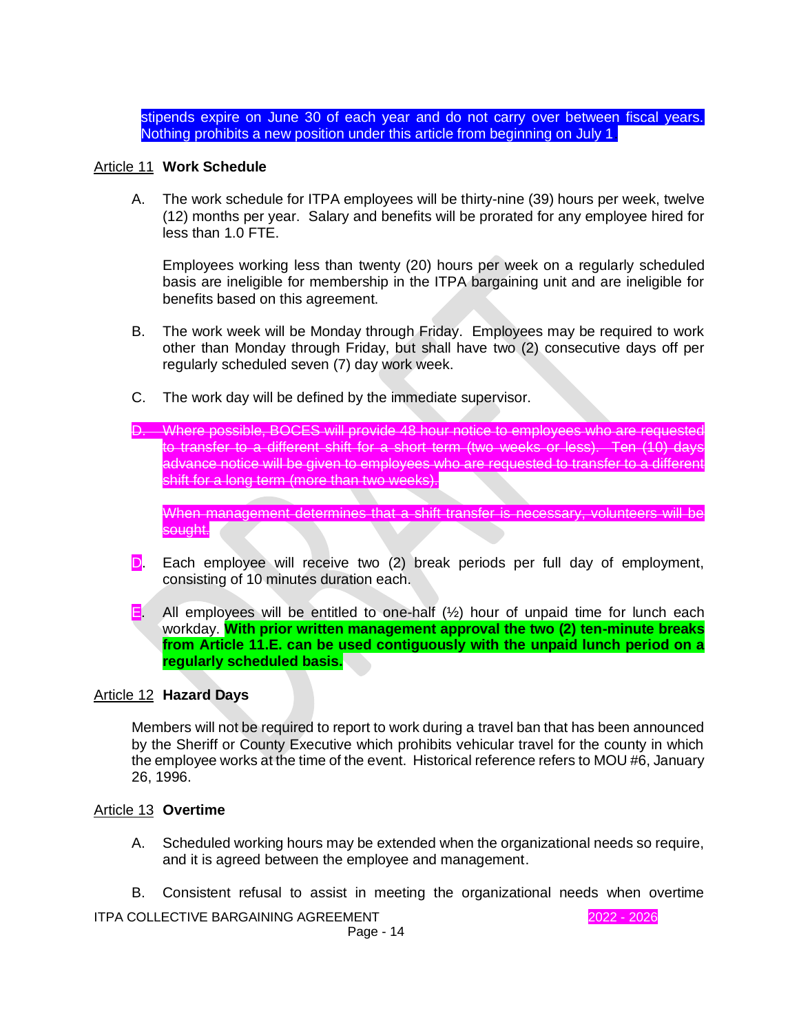stipends expire on June 30 of each year and do not carry over between fiscal years. Nothing prohibits a new position under this article from beginning on July 1

## Article 11 **Work Schedule**

A. The work schedule for ITPA employees will be thirty-nine (39) hours per week, twelve (12) months per year. Salary and benefits will be prorated for any employee hired for less than 1.0 FTE.

Employees working less than twenty (20) hours per week on a regularly scheduled basis are ineligible for membership in the ITPA bargaining unit and are ineligible for benefits based on this agreement.

B. The work week will be Monday through Friday. Employees may be required to work other than Monday through Friday, but shall have two (2) consecutive days off per regularly scheduled seven (7) day work week.

C. The work day will be defined by the immediate supervisor.

~~D. Where possible, BOCES will provide 48 hour notice to employees who are requested to transfer to a different shift for a short term (two weeks or less). Ten (10) days advance notice will be given to employees who are requested to transfer to a different shift for a long term (more than two weeks).~~

~~When management determines that a shift transfer is necessary, volunteers will be sought.~~

D. Each employee will receive two (2) break periods per full day of employment, consisting of 10 minutes duration each.

E. All employees will be entitled to one-half (½) hour of unpaid time for lunch each workday. **With prior written management approval the two (2) ten-minute breaks from Article 11.E. can be used contiguously with the unpaid lunch period on a regularly scheduled basis.**

## Article 12 **Hazard Days**

Members will not be required to report to work during a travel ban that has been announced by the Sheriff or County Executive which prohibits vehicular travel for the county in which the employee works at the time of the event. Historical reference refers to MOU #6, January 26, 1996.

## Article 13 **Overtime**

A. Scheduled working hours may be extended when the organizational needs so require, and it is agreed between the employee and management.

B. Consistent refusal to assist in meeting the organizational needs when overtime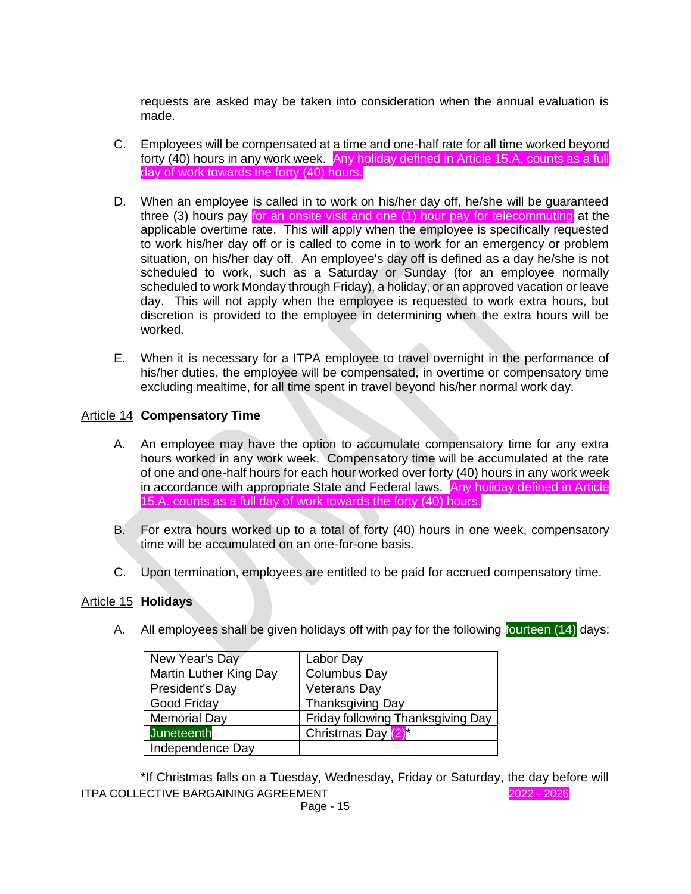requests are asked may be taken into consideration when the annual evaluation is made.

C. Employees will be compensated at a time and one-half rate for all time worked beyond forty (40) hours in any work week. Any holiday defined in Article 15.A. counts as a full day of work towards the forty (40) hours.

D. When an employee is called in to work on his/her day off, he/she will be guaranteed three (3) hours pay for an onsite visit and one (1) hour pay for telecommuting at the applicable overtime rate. This will apply when the employee is specifically requested to work his/her day off or is called to come in to work for an emergency or problem situation, on his/her day off. An employee's day off is defined as a day he/she is not scheduled to work, such as a Saturday or Sunday (for an employee normally scheduled to work Monday through Friday), a holiday, or an approved vacation or leave day. This will not apply when the employee is requested to work extra hours, but discretion is provided to the employee in determining when the extra hours will be worked.

E. When it is necessary for a ITPA employee to travel overnight in the performance of his/her duties, the employee will be compensated, in overtime or compensatory time excluding mealtime, for all time spent in travel beyond his/her normal work day.

## Article 14 Compensatory Time

A. An employee may have the option to accumulate compensatory time for any extra hours worked in any work week. Compensatory time will be accumulated at the rate of one and one-half hours for each hour worked over forty (40) hours in any work week in accordance with appropriate State and Federal laws. Any holiday defined in Article 15.A. counts as a full day of work towards the forty (40) hours.

B. For extra hours worked up to a total of forty (40) hours in one week, compensatory time will be accumulated on an one-for-one basis.

C. Upon termination, employees are entitled to be paid for accrued compensatory time.

## Article 15 Holidays

A. All employees shall be given holidays off with pay for the following fourteen (14) days:

| | |
|---|---|
| New Year's Day | Labor Day |
| Martin Luther King Day | Columbus Day |
| President's Day | Veterans Day |
| Good Friday | Thanksgiving Day |
| Memorial Day | Friday following Thanksgiving Day |
| Juneteenth | Christmas Day (2)* |
| Independence Day | |

*If Christmas falls on a Tuesday, Wednesday, Friday or Saturday, the day before will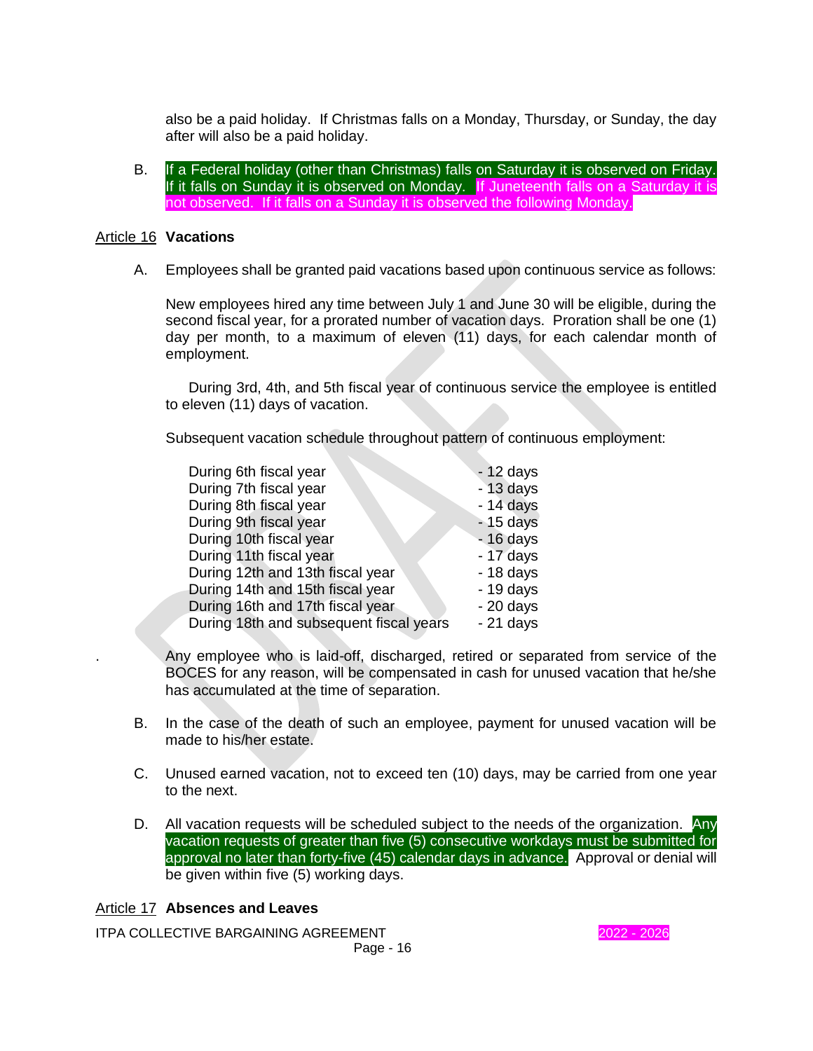also be a paid holiday. If Christmas falls on a Monday, Thursday, or Sunday, the day after will also be a paid holiday.

B. If a Federal holiday (other than Christmas) falls on Saturday it is observed on Friday. If it falls on Sunday it is observed on Monday. If Juneteenth falls on a Saturday it is not observed. If it falls on a Sunday it is observed the following Monday.

## Article 16 **Vacations**

A. Employees shall be granted paid vacations based upon continuous service as follows:

New employees hired any time between July 1 and June 30 will be eligible, during the second fiscal year, for a prorated number of vacation days. Proration shall be one (1) day per month, to a maximum of eleven (11) days, for each calendar month of employment.

During 3rd, 4th, and 5th fiscal year of continuous service the employee is entitled to eleven (11) days of vacation.

Subsequent vacation schedule throughout pattern of continuous employment:

| | |
|---|---|
| During 6th fiscal year | - 12 days |
| During 7th fiscal year | - 13 days |
| During 8th fiscal year | - 14 days |
| During 9th fiscal year | - 15 days |
| During 10th fiscal year | - 16 days |
| During 11th fiscal year | - 17 days |
| During 12th and 13th fiscal year | - 18 days |
| During 14th and 15th fiscal year | - 19 days |
| During 16th and 17th fiscal year | - 20 days |
| During 18th and subsequent fiscal years | - 21 days |

. Any employee who is laid-off, discharged, retired or separated from service of the BOCES for any reason, will be compensated in cash for unused vacation that he/she has accumulated at the time of separation.

B. In the case of the death of such an employee, payment for unused vacation will be made to his/her estate.

C. Unused earned vacation, not to exceed ten (10) days, may be carried from one year to the next.

D. All vacation requests will be scheduled subject to the needs of the organization. Any vacation requests of greater than five (5) consecutive workdays must be submitted for approval no later than forty-five (45) calendar days in advance. Approval or denial will be given within five (5) working days.

## Article 17 **Absences and Leaves**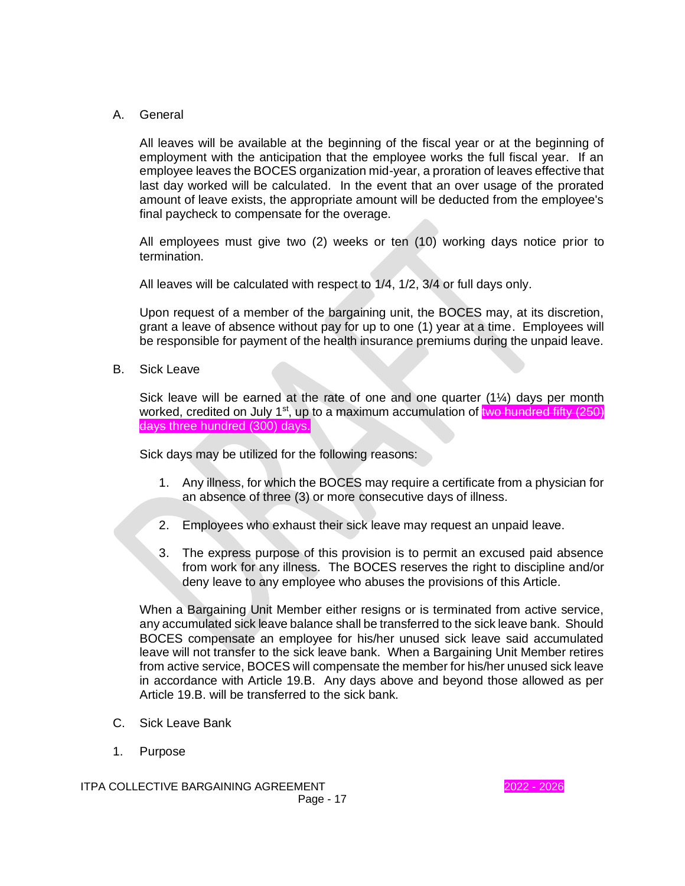A. General

All leaves will be available at the beginning of the fiscal year or at the beginning of employment with the anticipation that the employee works the full fiscal year. If an employee leaves the BOCES organization mid-year, a proration of leaves effective that last day worked will be calculated. In the event that an over usage of the prorated amount of leave exists, the appropriate amount will be deducted from the employee's final paycheck to compensate for the overage.

All employees must give two (2) weeks or ten (10) working days notice prior to termination.

All leaves will be calculated with respect to 1/4, 1/2, 3/4 or full days only.

Upon request of a member of the bargaining unit, the BOCES may, at its discretion, grant a leave of absence without pay for up to one (1) year at a time. Employees will be responsible for payment of the health insurance premiums during the unpaid leave.

B. Sick Leave

Sick leave will be earned at the rate of one and one quarter (1¼) days per month worked, credited on July 1st, up to a maximum accumulation of ~~two hundred fifty (250) days~~ three hundred (300) days.

Sick days may be utilized for the following reasons:

1. Any illness, for which the BOCES may require a certificate from a physician for an absence of three (3) or more consecutive days of illness.

2. Employees who exhaust their sick leave may request an unpaid leave.

3. The express purpose of this provision is to permit an excused paid absence from work for any illness. The BOCES reserves the right to discipline and/or deny leave to any employee who abuses the provisions of this Article.

When a Bargaining Unit Member either resigns or is terminated from active service, any accumulated sick leave balance shall be transferred to the sick leave bank. Should BOCES compensate an employee for his/her unused sick leave said accumulated leave will not transfer to the sick leave bank. When a Bargaining Unit Member retires from active service, BOCES will compensate the member for his/her unused sick leave in accordance with Article 19.B. Any days above and beyond those allowed as per Article 19.B. will be transferred to the sick bank.

C. Sick Leave Bank

1. Purpose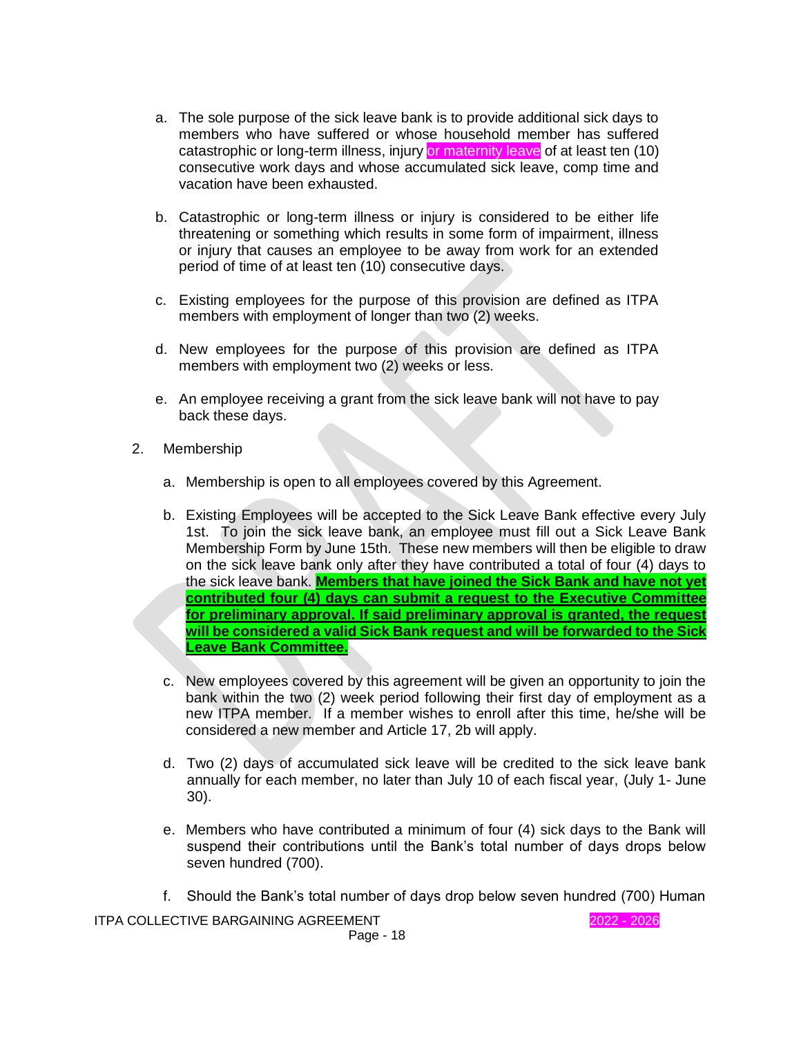a. The sole purpose of the sick leave bank is to provide additional sick days to members who have suffered or whose household member has suffered catastrophic or long-term illness, injury or maternity leave of at least ten (10) consecutive work days and whose accumulated sick leave, comp time and vacation have been exhausted.

b. Catastrophic or long-term illness or injury is considered to be either life threatening or something which results in some form of impairment, illness or injury that causes an employee to be away from work for an extended period of time of at least ten (10) consecutive days.

c. Existing employees for the purpose of this provision are defined as ITPA members with employment of longer than two (2) weeks.

d. New employees for the purpose of this provision are defined as ITPA members with employment two (2) weeks or less.

e. An employee receiving a grant from the sick leave bank will not have to pay back these days.

2. Membership

   a. Membership is open to all employees covered by this Agreement.

   b. Existing Employees will be accepted to the Sick Leave Bank effective every July 1st. To join the sick leave bank, an employee must fill out a Sick Leave Bank Membership Form by June 15th. These new members will then be eligible to draw on the sick leave bank only after they have contributed a total of four (4) days to the sick leave bank. **Members that have joined the Sick Bank and have not yet contributed four (4) days can submit a request to the Executive Committee for preliminary approval. If said preliminary approval is granted, the request will be considered a valid Sick Bank request and will be forwarded to the Sick Leave Bank Committee.**

   c. New employees covered by this agreement will be given an opportunity to join the bank within the two (2) week period following their first day of employment as a new ITPA member. If a member wishes to enroll after this time, he/she will be considered a new member and Article 17, 2b will apply.

   d. Two (2) days of accumulated sick leave will be credited to the sick leave bank annually for each member, no later than July 10 of each fiscal year, (July 1- June 30).

   e. Members who have contributed a minimum of four (4) sick days to the Bank will suspend their contributions until the Bank's total number of days drops below seven hundred (700).

   f. Should the Bank's total number of days drop below seven hundred (700) Human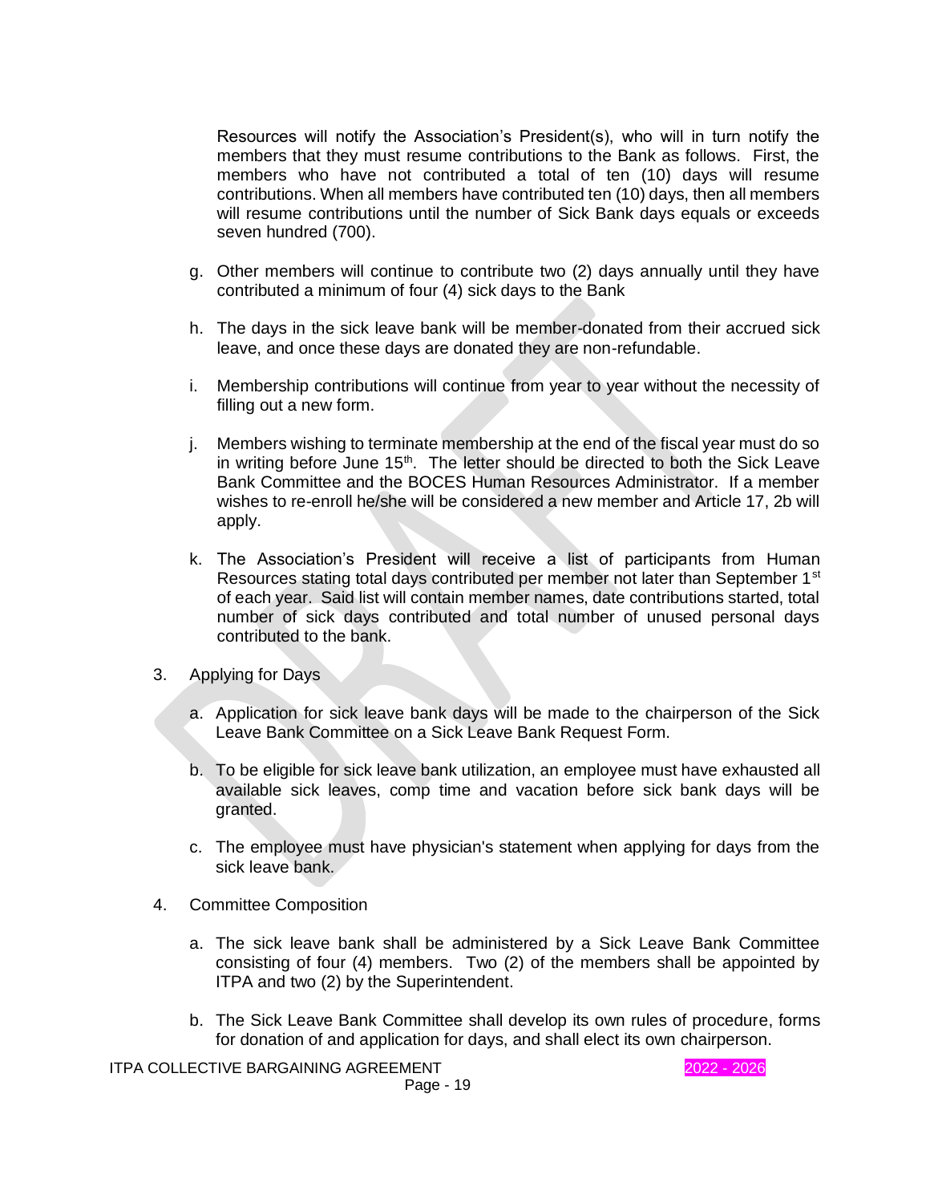Resources will notify the Association's President(s), who will in turn notify the members that they must resume contributions to the Bank as follows. First, the members who have not contributed a total of ten (10) days will resume contributions. When all members have contributed ten (10) days, then all members will resume contributions until the number of Sick Bank days equals or exceeds seven hundred (700).

g. Other members will continue to contribute two (2) days annually until they have contributed a minimum of four (4) sick days to the Bank

h. The days in the sick leave bank will be member-donated from their accrued sick leave, and once these days are donated they are non-refundable.

i. Membership contributions will continue from year to year without the necessity of filling out a new form.

j. Members wishing to terminate membership at the end of the fiscal year must do so in writing before June 15th. The letter should be directed to both the Sick Leave Bank Committee and the BOCES Human Resources Administrator. If a member wishes to re-enroll he/she will be considered a new member and Article 17, 2b will apply.

k. The Association's President will receive a list of participants from Human Resources stating total days contributed per member not later than September 1st of each year. Said list will contain member names, date contributions started, total number of sick days contributed and total number of unused personal days contributed to the bank.

3. Applying for Days

   a. Application for sick leave bank days will be made to the chairperson of the Sick Leave Bank Committee on a Sick Leave Bank Request Form.

   b. To be eligible for sick leave bank utilization, an employee must have exhausted all available sick leaves, comp time and vacation before sick bank days will be granted.

   c. The employee must have physician's statement when applying for days from the sick leave bank.

4. Committee Composition

   a. The sick leave bank shall be administered by a Sick Leave Bank Committee consisting of four (4) members. Two (2) of the members shall be appointed by ITPA and two (2) by the Superintendent.

   b. The Sick Leave Bank Committee shall develop its own rules of procedure, forms for donation of and application for days, and shall elect its own chairperson.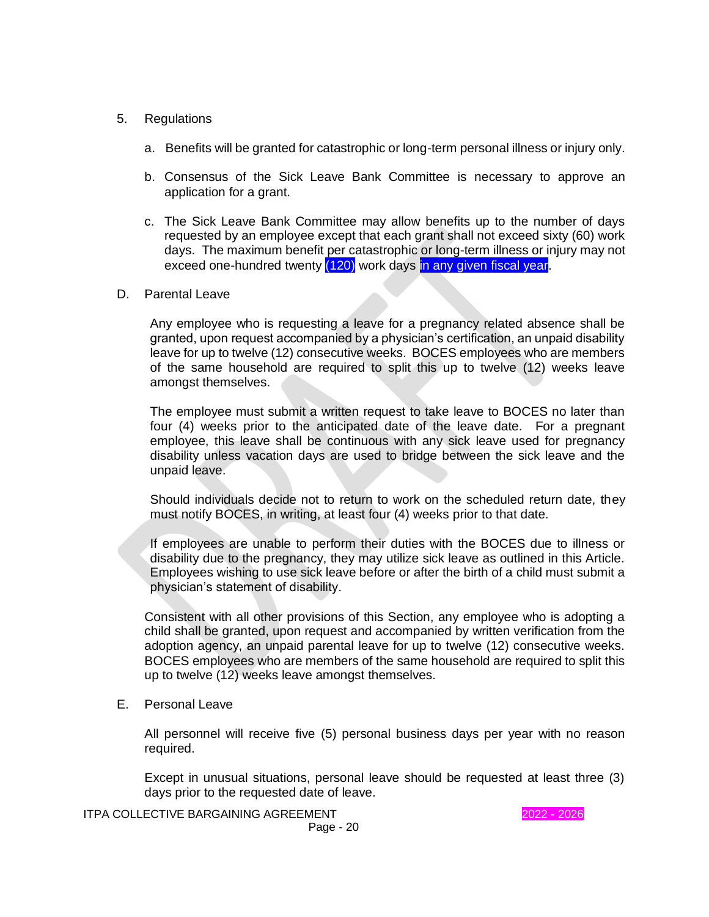5. Regulations

   a. Benefits will be granted for catastrophic or long-term personal illness or injury only.

   b. Consensus of the Sick Leave Bank Committee is necessary to approve an application for a grant.

   c. The Sick Leave Bank Committee may allow benefits up to the number of days requested by an employee except that each grant shall not exceed sixty (60) work days. The maximum benefit per catastrophic or long-term illness or injury may not exceed one-hundred twenty (120) work days in any given fiscal year.

D. Parental Leave

Any employee who is requesting a leave for a pregnancy related absence shall be granted, upon request accompanied by a physician's certification, an unpaid disability leave for up to twelve (12) consecutive weeks. BOCES employees who are members of the same household are required to split this up to twelve (12) weeks leave amongst themselves.

The employee must submit a written request to take leave to BOCES no later than four (4) weeks prior to the anticipated date of the leave date. For a pregnant employee, this leave shall be continuous with any sick leave used for pregnancy disability unless vacation days are used to bridge between the sick leave and the unpaid leave.

Should individuals decide not to return to work on the scheduled return date, they must notify BOCES, in writing, at least four (4) weeks prior to that date.

If employees are unable to perform their duties with the BOCES due to illness or disability due to the pregnancy, they may utilize sick leave as outlined in this Article. Employees wishing to use sick leave before or after the birth of a child must submit a physician's statement of disability.

Consistent with all other provisions of this Section, any employee who is adopting a child shall be granted, upon request and accompanied by written verification from the adoption agency, an unpaid parental leave for up to twelve (12) consecutive weeks. BOCES employees who are members of the same household are required to split this up to twelve (12) weeks leave amongst themselves.

E. Personal Leave

All personnel will receive five (5) personal business days per year with no reason required.

Except in unusual situations, personal leave should be requested at least three (3) days prior to the requested date of leave.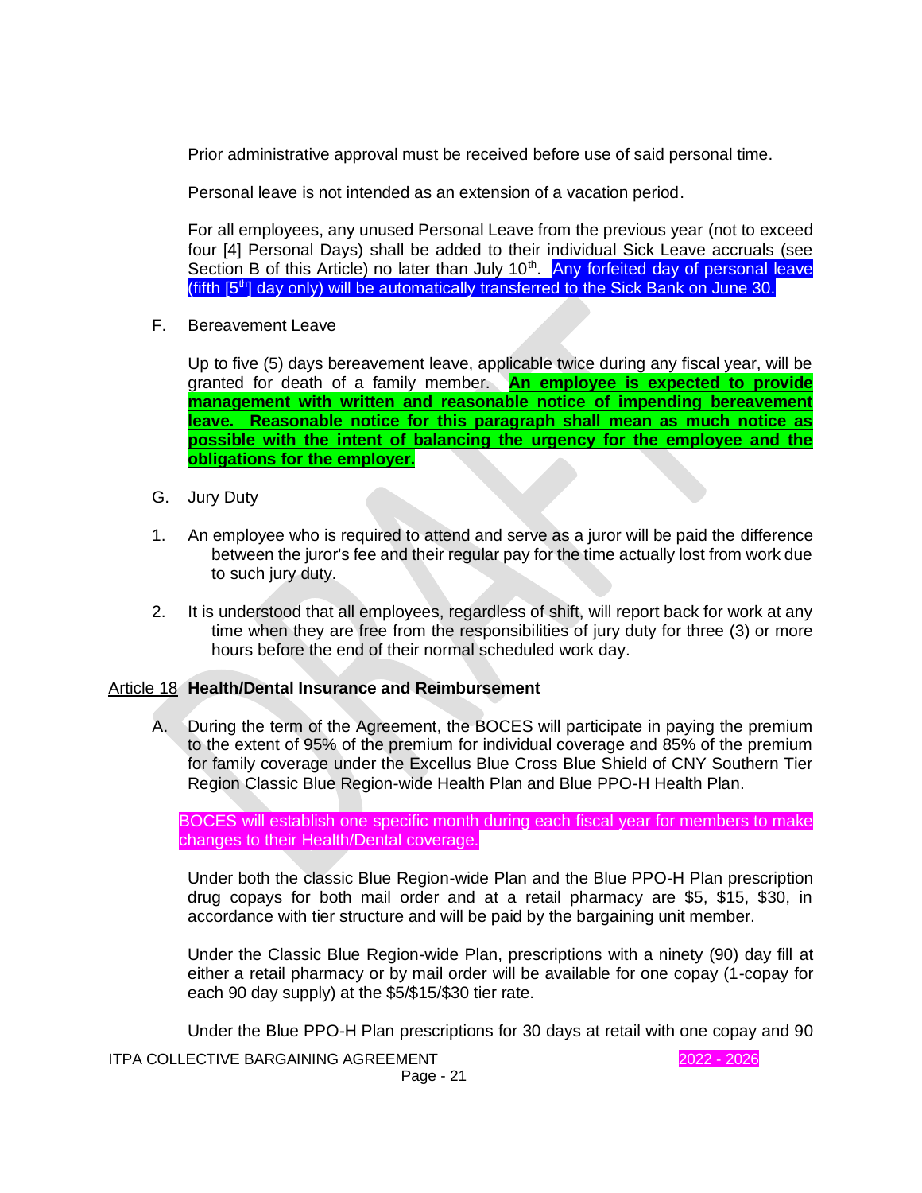Prior administrative approval must be received before use of said personal time.

Personal leave is not intended as an extension of a vacation period.

For all employees, any unused Personal Leave from the previous year (not to exceed four [4] Personal Days) shall be added to their individual Sick Leave accruals (see Section B of this Article) no later than July 10th. Any forfeited day of personal leave (fifth [5th] day only) will be automatically transferred to the Sick Bank on June 30.

F. Bereavement Leave

Up to five (5) days bereavement leave, applicable twice during any fiscal year, will be granted for death of a family member. **An employee is expected to provide management with written and reasonable notice of impending bereavement leave. Reasonable notice for this paragraph shall mean as much notice as possible with the intent of balancing the urgency for the employee and the obligations for the employer.**

G. Jury Duty

1. An employee who is required to attend and serve as a juror will be paid the difference between the juror's fee and their regular pay for the time actually lost from work due to such jury duty.

2. It is understood that all employees, regardless of shift, will report back for work at any time when they are free from the responsibilities of jury duty for three (3) or more hours before the end of their normal scheduled work day.

## Article 18 Health/Dental Insurance and Reimbursement

A. During the term of the Agreement, the BOCES will participate in paying the premium to the extent of 95% of the premium for individual coverage and 85% of the premium for family coverage under the Excellus Blue Cross Blue Shield of CNY Southern Tier Region Classic Blue Region-wide Health Plan and Blue PPO-H Health Plan.

BOCES will establish one specific month during each fiscal year for members to make changes to their Health/Dental coverage.

Under both the classic Blue Region-wide Plan and the Blue PPO-H Plan prescription drug copays for both mail order and at a retail pharmacy are $5, $15, $30, in accordance with tier structure and will be paid by the bargaining unit member.

Under the Classic Blue Region-wide Plan, prescriptions with a ninety (90) day fill at either a retail pharmacy or by mail order will be available for one copay (1-copay for each 90 day supply) at the $5/$15/$30 tier rate.

Under the Blue PPO-H Plan prescriptions for 30 days at retail with one copay and 90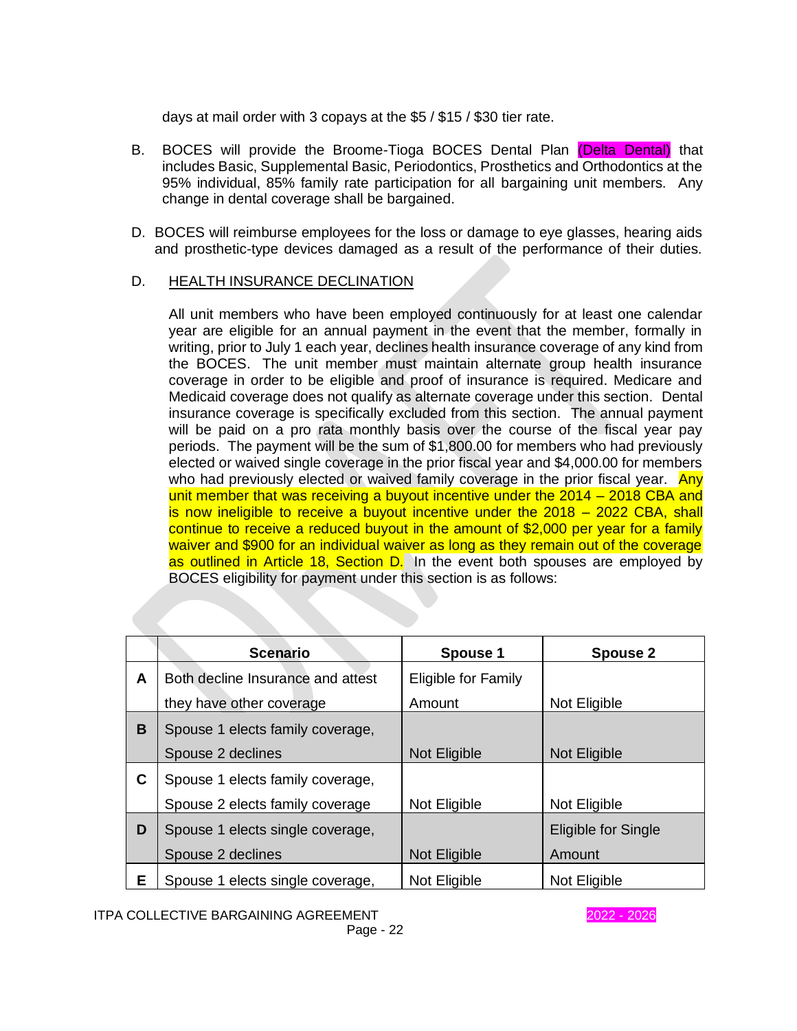days at mail order with 3 copays at the $5 / $15 / $30 tier rate.

B. BOCES will provide the Broome-Tioga BOCES Dental Plan (Delta Dental) that includes Basic, Supplemental Basic, Periodontics, Prosthetics and Orthodontics at the 95% individual, 85% family rate participation for all bargaining unit members. Any change in dental coverage shall be bargained.

D. BOCES will reimburse employees for the loss or damage to eye glasses, hearing aids and prosthetic-type devices damaged as a result of the performance of their duties.

D. HEALTH INSURANCE DECLINATION

All unit members who have been employed continuously for at least one calendar year are eligible for an annual payment in the event that the member, formally in writing, prior to July 1 each year, declines health insurance coverage of any kind from the BOCES. The unit member must maintain alternate group health insurance coverage in order to be eligible and proof of insurance is required. Medicare and Medicaid coverage does not qualify as alternate coverage under this section. Dental insurance coverage is specifically excluded from this section. The annual payment will be paid on a pro rata monthly basis over the course of the fiscal year pay periods. The payment will be the sum of $1,800.00 for members who had previously elected or waived single coverage in the prior fiscal year and $4,000.00 for members who had previously elected or waived family coverage in the prior fiscal year. Any unit member that was receiving a buyout incentive under the 2014 – 2018 CBA and is now ineligible to receive a buyout incentive under the 2018 – 2022 CBA, shall continue to receive a reduced buyout in the amount of $2,000 per year for a family waiver and $900 for an individual waiver as long as they remain out of the coverage as outlined in Article 18, Section D. In the event both spouses are employed by BOCES eligibility for payment under this section is as follows:

| | Scenario | Spouse 1 | Spouse 2 |
|---|---|---|---|
| **A** | Both decline Insurance and attest they have other coverage | Eligible for Family Amount | Not Eligible |
| **B** | Spouse 1 elects family coverage, Spouse 2 declines | Not Eligible | Not Eligible |
| **C** | Spouse 1 elects family coverage, Spouse 2 elects family coverage | Not Eligible | Not Eligible |
| **D** | Spouse 1 elects single coverage, Spouse 2 declines | Not Eligible | Eligible for Single Amount |
| **E** | Spouse 1 elects single coverage, | Not Eligible | Not Eligible |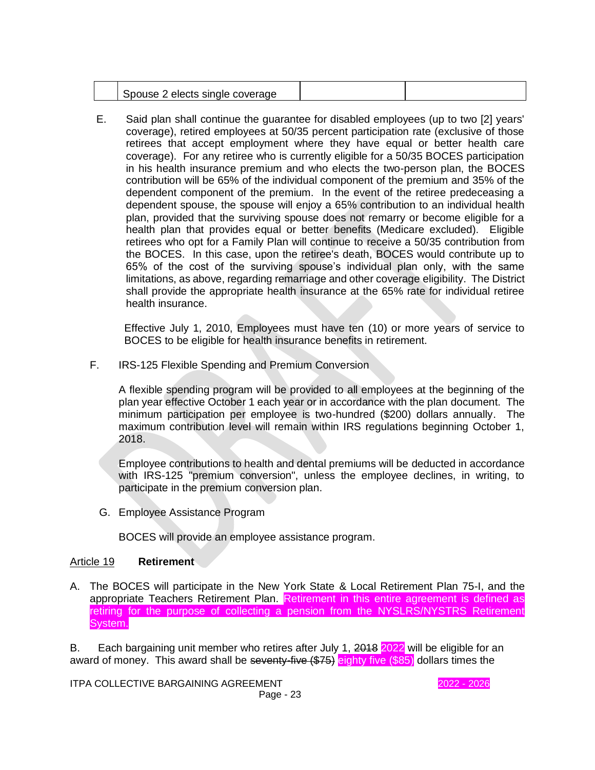| | Spouse 2 elects single coverage | | |
|---|---|---|---|

E. Said plan shall continue the guarantee for disabled employees (up to two [2] years' coverage), retired employees at 50/35 percent participation rate (exclusive of those retirees that accept employment where they have equal or better health care coverage). For any retiree who is currently eligible for a 50/35 BOCES participation in his health insurance premium and who elects the two-person plan, the BOCES contribution will be 65% of the individual component of the premium and 35% of the dependent component of the premium. In the event of the retiree predeceasing a dependent spouse, the spouse will enjoy a 65% contribution to an individual health plan, provided that the surviving spouse does not remarry or become eligible for a health plan that provides equal or better benefits (Medicare excluded). Eligible retirees who opt for a Family Plan will continue to receive a 50/35 contribution from the BOCES. In this case, upon the retiree's death, BOCES would contribute up to 65% of the cost of the surviving spouse's individual plan only, with the same limitations, as above, regarding remarriage and other coverage eligibility. The District shall provide the appropriate health insurance at the 65% rate for individual retiree health insurance.

Effective July 1, 2010, Employees must have ten (10) or more years of service to BOCES to be eligible for health insurance benefits in retirement.

F. IRS-125 Flexible Spending and Premium Conversion

A flexible spending program will be provided to all employees at the beginning of the plan year effective October 1 each year or in accordance with the plan document. The minimum participation per employee is two-hundred ($200) dollars annually. The maximum contribution level will remain within IRS regulations beginning October 1, 2018.

Employee contributions to health and dental premiums will be deducted in accordance with IRS-125 "premium conversion", unless the employee declines, in writing, to participate in the premium conversion plan.

G. Employee Assistance Program

BOCES will provide an employee assistance program.

## Article 19 **Retirement**

A. The BOCES will participate in the New York State & Local Retirement Plan 75-I, and the appropriate Teachers Retirement Plan. Retirement in this entire agreement is defined as retiring for the purpose of collecting a pension from the NYSLRS/NYSTRS Retirement System.

B. Each bargaining unit member who retires after July 1, ~~2018~~ 2022 will be eligible for an award of money. This award shall be ~~seventy-five ($75)~~ eighty five ($85) dollars times the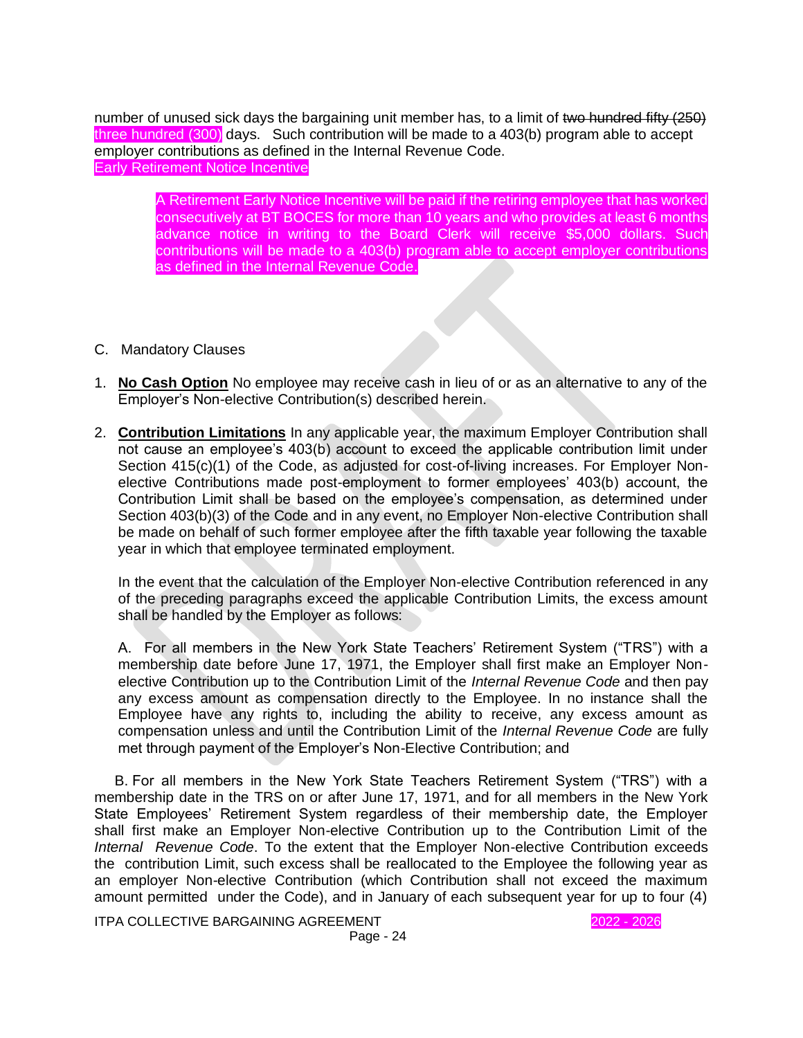number of unused sick days the bargaining unit member has, to a limit of ~~two hundred fifty (250)~~ three hundred (300) days. Such contribution will be made to a 403(b) program able to accept employer contributions as defined in the Internal Revenue Code.

Early Retirement Notice Incentive

> A Retirement Early Notice Incentive will be paid if the retiring employee that has worked consecutively at BT BOCES for more than 10 years and who provides at least 6 months advance notice in writing to the Board Clerk will receive $5,000 dollars. Such contributions will be made to a 403(b) program able to accept employer contributions as defined in the Internal Revenue Code.

C. Mandatory Clauses

1. **No Cash Option** No employee may receive cash in lieu of or as an alternative to any of the Employer's Non-elective Contribution(s) described herein.

2. **Contribution Limitations** In any applicable year, the maximum Employer Contribution shall not cause an employee's 403(b) account to exceed the applicable contribution limit under Section 415(c)(1) of the Code, as adjusted for cost-of-living increases. For Employer Non-elective Contributions made post-employment to former employees' 403(b) account, the Contribution Limit shall be based on the employee's compensation, as determined under Section 403(b)(3) of the Code and in any event, no Employer Non-elective Contribution shall be made on behalf of such former employee after the fifth taxable year following the taxable year in which that employee terminated employment.

   In the event that the calculation of the Employer Non-elective Contribution referenced in any of the preceding paragraphs exceed the applicable Contribution Limits, the excess amount shall be handled by the Employer as follows:

   A. For all members in the New York State Teachers' Retirement System ("TRS") with a membership date before June 17, 1971, the Employer shall first make an Employer Non-elective Contribution up to the Contribution Limit of the *Internal Revenue Code* and then pay any excess amount as compensation directly to the Employee. In no instance shall the Employee have any rights to, including the ability to receive, any excess amount as compensation unless and until the Contribution Limit of the *Internal Revenue Code* are fully met through payment of the Employer's Non-Elective Contribution; and

B. For all members in the New York State Teachers Retirement System ("TRS") with a membership date in the TRS on or after June 17, 1971, and for all members in the New York State Employees' Retirement System regardless of their membership date, the Employer shall first make an Employer Non-elective Contribution up to the Contribution Limit of the *Internal Revenue Code*. To the extent that the Employer Non-elective Contribution exceeds the contribution Limit, such excess shall be reallocated to the Employee the following year as an employer Non-elective Contribution (which Contribution shall not exceed the maximum amount permitted under the Code), and in January of each subsequent year for up to four (4)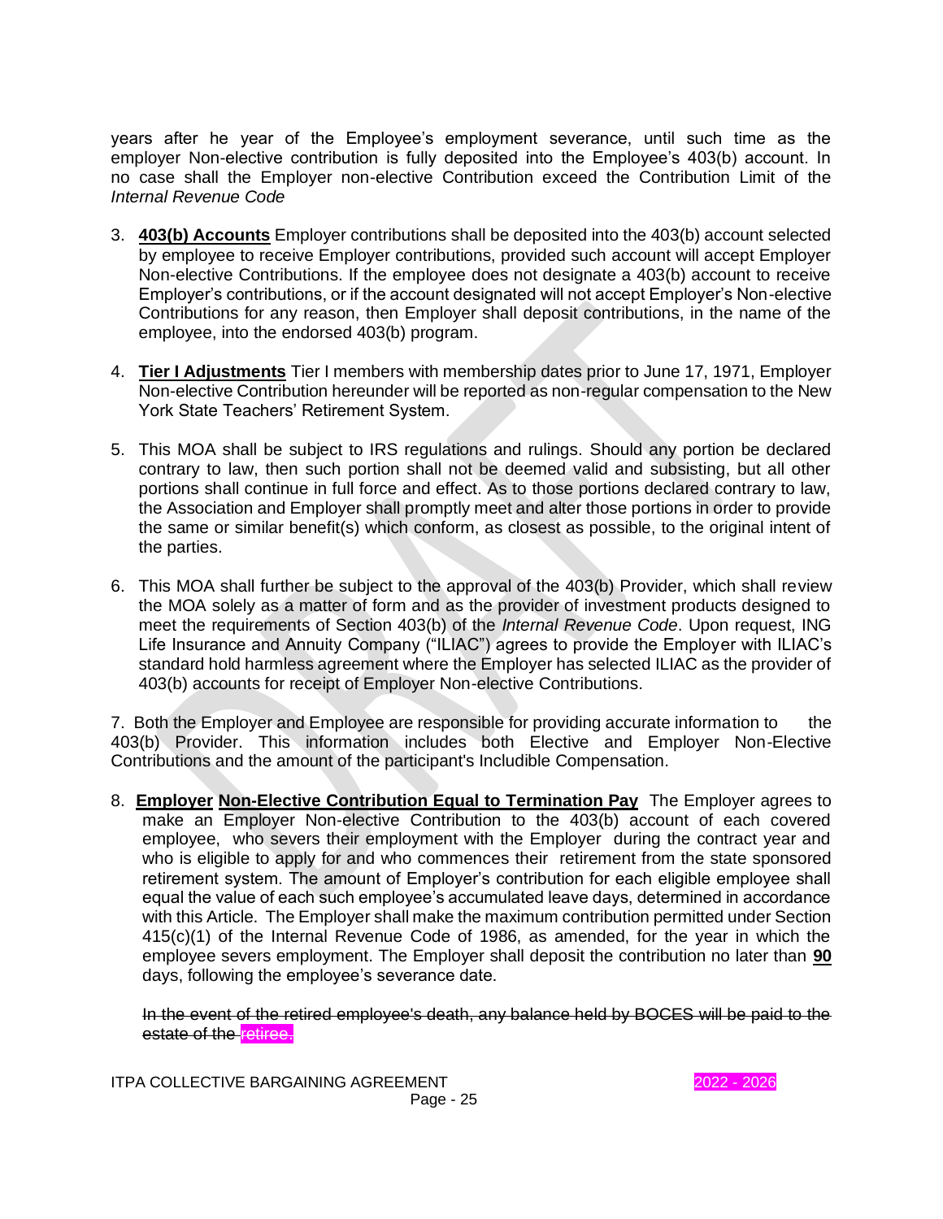years after he year of the Employee's employment severance, until such time as the employer Non-elective contribution is fully deposited into the Employee's 403(b) account. In no case shall the Employer non-elective Contribution exceed the Contribution Limit of the *Internal Revenue Code*

3. **403(b) Accounts** Employer contributions shall be deposited into the 403(b) account selected by employee to receive Employer contributions, provided such account will accept Employer Non-elective Contributions. If the employee does not designate a 403(b) account to receive Employer's contributions, or if the account designated will not accept Employer's Non-elective Contributions for any reason, then Employer shall deposit contributions, in the name of the employee, into the endorsed 403(b) program.

4. **Tier I Adjustments** Tier I members with membership dates prior to June 17, 1971, Employer Non-elective Contribution hereunder will be reported as non-regular compensation to the New York State Teachers' Retirement System.

5. This MOA shall be subject to IRS regulations and rulings. Should any portion be declared contrary to law, then such portion shall not be deemed valid and subsisting, but all other portions shall continue in full force and effect. As to those portions declared contrary to law, the Association and Employer shall promptly meet and alter those portions in order to provide the same or similar benefit(s) which conform, as closest as possible, to the original intent of the parties.

6. This MOA shall further be subject to the approval of the 403(b) Provider, which shall review the MOA solely as a matter of form and as the provider of investment products designed to meet the requirements of Section 403(b) of the *Internal Revenue Code*. Upon request, ING Life Insurance and Annuity Company ("ILIAC") agrees to provide the Employer with ILIAC's standard hold harmless agreement where the Employer has selected ILIAC as the provider of 403(b) accounts for receipt of Employer Non-elective Contributions.

7. Both the Employer and Employee are responsible for providing accurate information to the 403(b) Provider. This information includes both Elective and Employer Non-Elective Contributions and the amount of the participant's Includible Compensation.

8. **Employer Non-Elective Contribution Equal to Termination Pay** The Employer agrees to make an Employer Non-elective Contribution to the 403(b) account of each covered employee, who severs their employment with the Employer during the contract year and who is eligible to apply for and who commences their retirement from the state sponsored retirement system. The amount of Employer's contribution for each eligible employee shall equal the value of each such employee's accumulated leave days, determined in accordance with this Article. The Employer shall make the maximum contribution permitted under Section 415(c)(1) of the Internal Revenue Code of 1986, as amended, for the year in which the employee severs employment. The Employer shall deposit the contribution no later than **90** days, following the employee's severance date.

   ~~In the event of the retired employee's death, any balance held by BOCES will be paid to the estate of the retiree.~~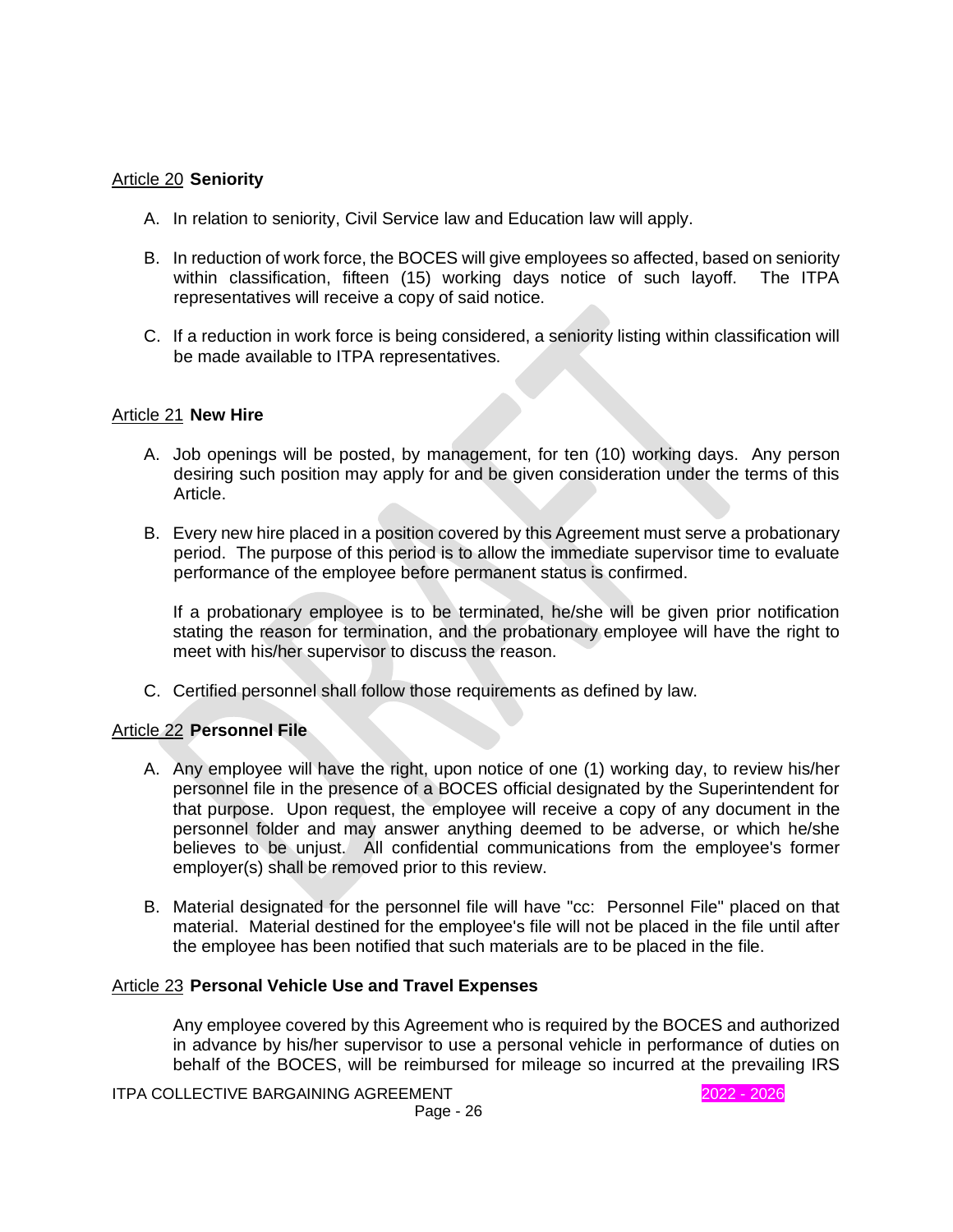## Article 20 **Seniority**

A. In relation to seniority, Civil Service law and Education law will apply.

B. In reduction of work force, the BOCES will give employees so affected, based on seniority within classification, fifteen (15) working days notice of such layoff. The ITPA representatives will receive a copy of said notice.

C. If a reduction in work force is being considered, a seniority listing within classification will be made available to ITPA representatives.

## Article 21 **New Hire**

A. Job openings will be posted, by management, for ten (10) working days. Any person desiring such position may apply for and be given consideration under the terms of this Article.

B. Every new hire placed in a position covered by this Agreement must serve a probationary period. The purpose of this period is to allow the immediate supervisor time to evaluate performance of the employee before permanent status is confirmed.

   If a probationary employee is to be terminated, he/she will be given prior notification stating the reason for termination, and the probationary employee will have the right to meet with his/her supervisor to discuss the reason.

C. Certified personnel shall follow those requirements as defined by law.

## Article 22 **Personnel File**

A. Any employee will have the right, upon notice of one (1) working day, to review his/her personnel file in the presence of a BOCES official designated by the Superintendent for that purpose. Upon request, the employee will receive a copy of any document in the personnel folder and may answer anything deemed to be adverse, or which he/she believes to be unjust. All confidential communications from the employee's former employer(s) shall be removed prior to this review.

B. Material designated for the personnel file will have "cc: Personnel File" placed on that material. Material destined for the employee's file will not be placed in the file until after the employee has been notified that such materials are to be placed in the file.

## Article 23 **Personal Vehicle Use and Travel Expenses**

Any employee covered by this Agreement who is required by the BOCES and authorized in advance by his/her supervisor to use a personal vehicle in performance of duties on behalf of the BOCES, will be reimbursed for mileage so incurred at the prevailing IRS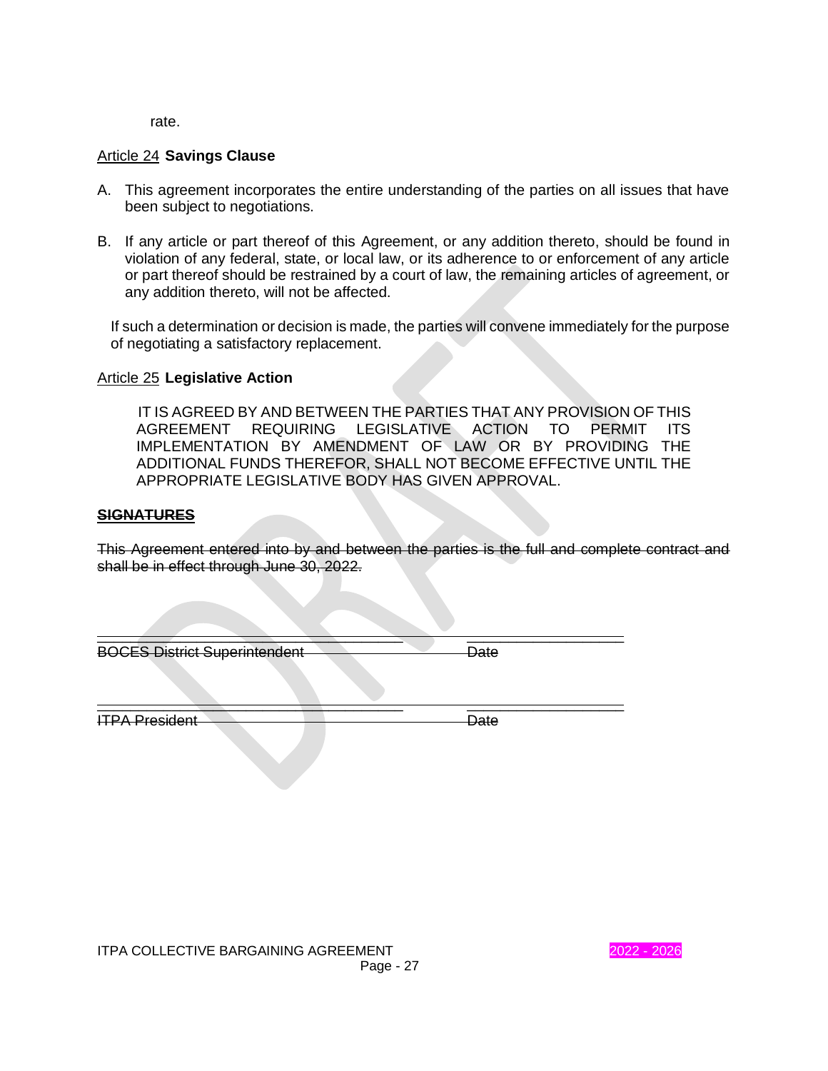rate.

Article 24 **Savings Clause**

A. This agreement incorporates the entire understanding of the parties on all issues that have been subject to negotiations.

B. If any article or part thereof of this Agreement, or any addition thereto, should be found in violation of any federal, state, or local law, or its adherence to or enforcement of any article or part thereof should be restrained by a court of law, the remaining articles of agreement, or any addition thereto, will not be affected.

If such a determination or decision is made, the parties will convene immediately for the purpose of negotiating a satisfactory replacement.

Article 25 **Legislative Action**

IT IS AGREED BY AND BETWEEN THE PARTIES THAT ANY PROVISION OF THIS AGREEMENT REQUIRING LEGISLATIVE ACTION TO PERMIT ITS IMPLEMENTATION BY AMENDMENT OF LAW OR BY PROVIDING THE ADDITIONAL FUNDS THEREFOR, SHALL NOT BECOME EFFECTIVE UNTIL THE APPROPRIATE LEGISLATIVE BODY HAS GIVEN APPROVAL.

~~**SIGNATURES**~~

~~This Agreement entered into by and between the parties is the full and complete contract and shall be in effect through June 30, 2022.~~

~~BOCES District Superintendent~~ ~~Date~~

~~ITPA President~~ ~~Date~~